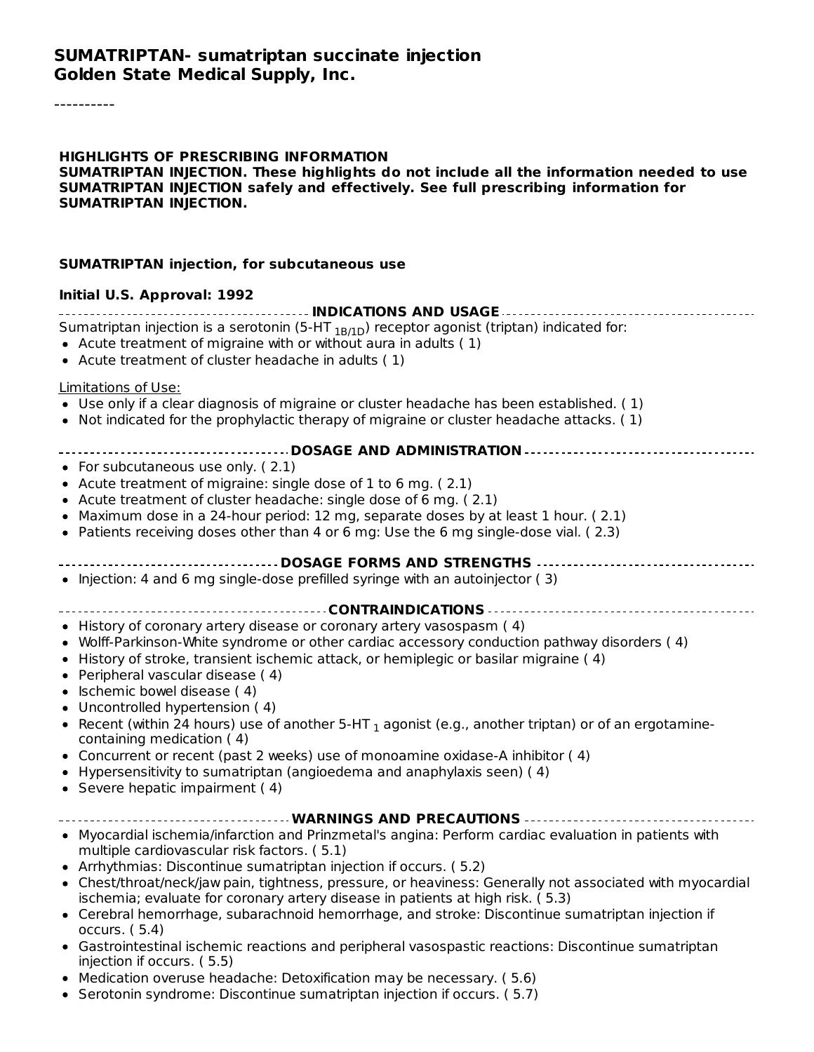# SUMATRIPTAN- sumatriptan succinate injection
## Golden State Medical Supply, Inc.

----------

**HIGHLIGHTS OF PRESCRIBING INFORMATION**
**SUMATRIPTAN INJECTION. These highlights do not include all the information needed to use SUMATRIPTAN INJECTION safely and effectively. See full prescribing information for SUMATRIPTAN INJECTION.**

**SUMATRIPTAN injection, for subcutaneous use**

**Initial U.S. Approval: 1992**

**INDICATIONS AND USAGE**

Sumatriptan injection is a serotonin (5-HT $_{1B/1D}$) receptor agonist (triptan) indicated for:

- Acute treatment of migraine with or without aura in adults ( 1)
- Acute treatment of cluster headache in adults ( 1)

Limitations of Use:

- Use only if a clear diagnosis of migraine or cluster headache has been established. ( 1)
- Not indicated for the prophylactic therapy of migraine or cluster headache attacks. ( 1)

**DOSAGE AND ADMINISTRATION**

- For subcutaneous use only. ( 2.1)
- Acute treatment of migraine: single dose of 1 to 6 mg. ( 2.1)
- Acute treatment of cluster headache: single dose of 6 mg. ( 2.1)
- Maximum dose in a 24-hour period: 12 mg, separate doses by at least 1 hour. ( 2.1)
- Patients receiving doses other than 4 or 6 mg: Use the 6 mg single-dose vial. ( 2.3)

**DOSAGE FORMS AND STRENGTHS**

- Injection: 4 and 6 mg single-dose prefilled syringe with an autoinjector ( 3)

**CONTRAINDICATIONS**

- History of coronary artery disease or coronary artery vasospasm ( 4)
- Wolff-Parkinson-White syndrome or other cardiac accessory conduction pathway disorders ( 4)
- History of stroke, transient ischemic attack, or hemiplegic or basilar migraine ( 4)
- Peripheral vascular disease ( 4)
- Ischemic bowel disease ( 4)
- Uncontrolled hypertension ( 4)
- Recent (within 24 hours) use of another 5-HT $_1$ agonist (e.g., another triptan) or of an ergotamine-containing medication ( 4)
- Concurrent or recent (past 2 weeks) use of monoamine oxidase-A inhibitor ( 4)
- Hypersensitivity to sumatriptan (angioedema and anaphylaxis seen) ( 4)
- Severe hepatic impairment ( 4)

**WARNINGS AND PRECAUTIONS**

- Myocardial ischemia/infarction and Prinzmetal's angina: Perform cardiac evaluation in patients with multiple cardiovascular risk factors. ( 5.1)
- Arrhythmias: Discontinue sumatriptan injection if occurs. ( 5.2)
- Chest/throat/neck/jaw pain, tightness, pressure, or heaviness: Generally not associated with myocardial ischemia; evaluate for coronary artery disease in patients at high risk. ( 5.3)
- Cerebral hemorrhage, subarachnoid hemorrhage, and stroke: Discontinue sumatriptan injection if occurs. ( 5.4)
- Gastrointestinal ischemic reactions and peripheral vasospastic reactions: Discontinue sumatriptan injection if occurs. ( 5.5)
- Medication overuse headache: Detoxification may be necessary. ( 5.6)
- Serotonin syndrome: Discontinue sumatriptan injection if occurs. ( 5.7)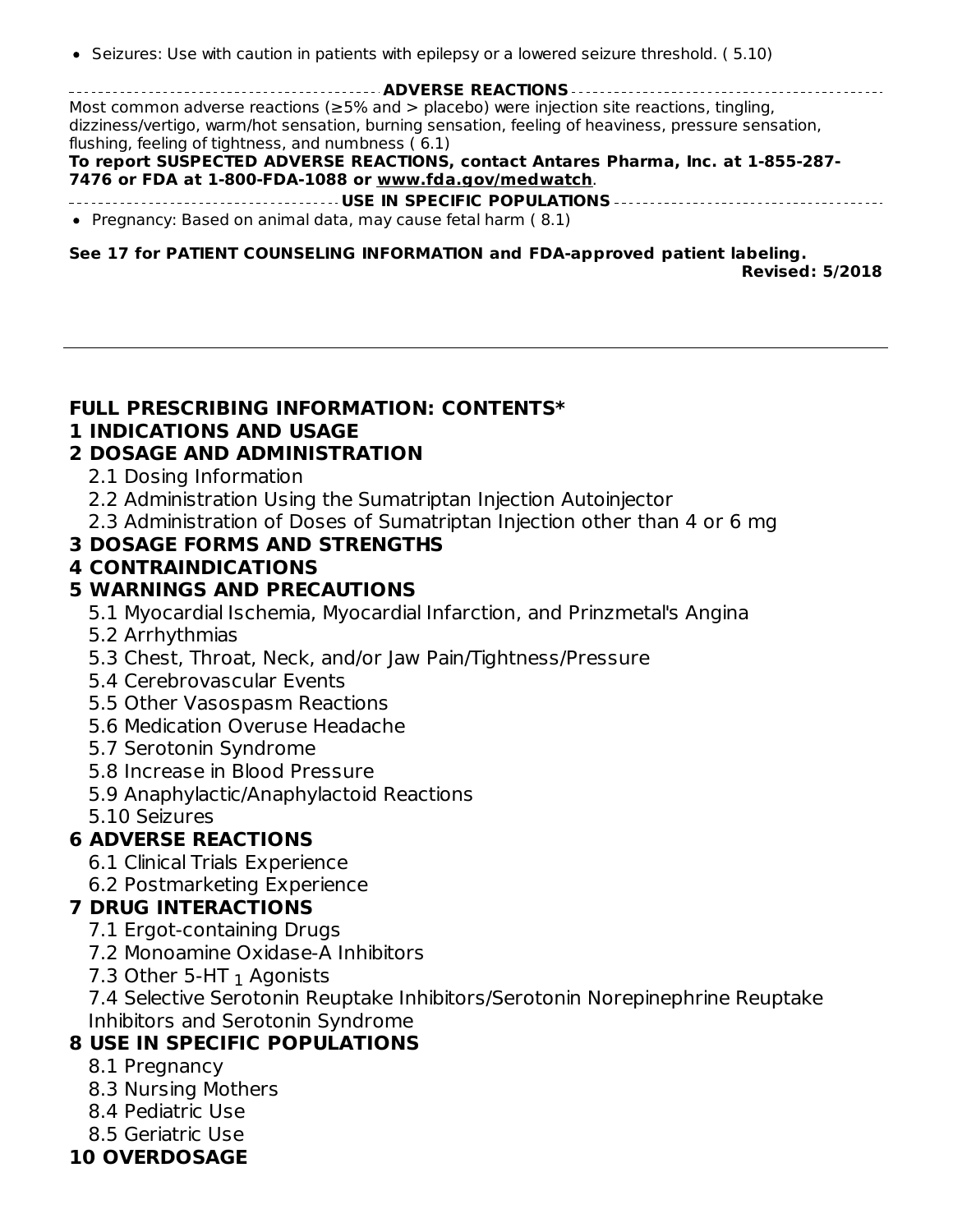- Seizures: Use with caution in patients with epilepsy or a lowered seizure threshold. ( 5.10)

**ADVERSE REACTIONS**

Most common adverse reactions (≥5% and > placebo) were injection site reactions, tingling, dizziness/vertigo, warm/hot sensation, burning sensation, feeling of heaviness, pressure sensation, flushing, feeling of tightness, and numbness ( 6.1)

**To report SUSPECTED ADVERSE REACTIONS, contact Antares Pharma, Inc. at 1-855-287-7476 or FDA at 1-800-FDA-1088 or www.fda.gov/medwatch.**

**USE IN SPECIFIC POPULATIONS**

- Pregnancy: Based on animal data, may cause fetal harm ( 8.1)

**See 17 for PATIENT COUNSELING INFORMATION and FDA-approved patient labeling.**

**Revised: 5/2018**

---

## FULL PRESCRIBING INFORMATION: CONTENTS*

**1 INDICATIONS AND USAGE**

**2 DOSAGE AND ADMINISTRATION**

- 2.1 Dosing Information
- 2.2 Administration Using the Sumatriptan Injection Autoinjector
- 2.3 Administration of Doses of Sumatriptan Injection other than 4 or 6 mg

**3 DOSAGE FORMS AND STRENGTHS**

**4 CONTRAINDICATIONS**

**5 WARNINGS AND PRECAUTIONS**

- 5.1 Myocardial Ischemia, Myocardial Infarction, and Prinzmetal's Angina
- 5.2 Arrhythmias
- 5.3 Chest, Throat, Neck, and/or Jaw Pain/Tightness/Pressure
- 5.4 Cerebrovascular Events
- 5.5 Other Vasospasm Reactions
- 5.6 Medication Overuse Headache
- 5.7 Serotonin Syndrome
- 5.8 Increase in Blood Pressure
- 5.9 Anaphylactic/Anaphylactoid Reactions
- 5.10 Seizures

**6 ADVERSE REACTIONS**

- 6.1 Clinical Trials Experience
- 6.2 Postmarketing Experience

**7 DRUG INTERACTIONS**

- 7.1 Ergot-containing Drugs
- 7.2 Monoamine Oxidase-A Inhibitors
- 7.3 Other 5-$HT_1$ Agonists
- 7.4 Selective Serotonin Reuptake Inhibitors/Serotonin Norepinephrine Reuptake Inhibitors and Serotonin Syndrome

**8 USE IN SPECIFIC POPULATIONS**

- 8.1 Pregnancy
- 8.3 Nursing Mothers
- 8.4 Pediatric Use
- 8.5 Geriatric Use

**10 OVERDOSAGE**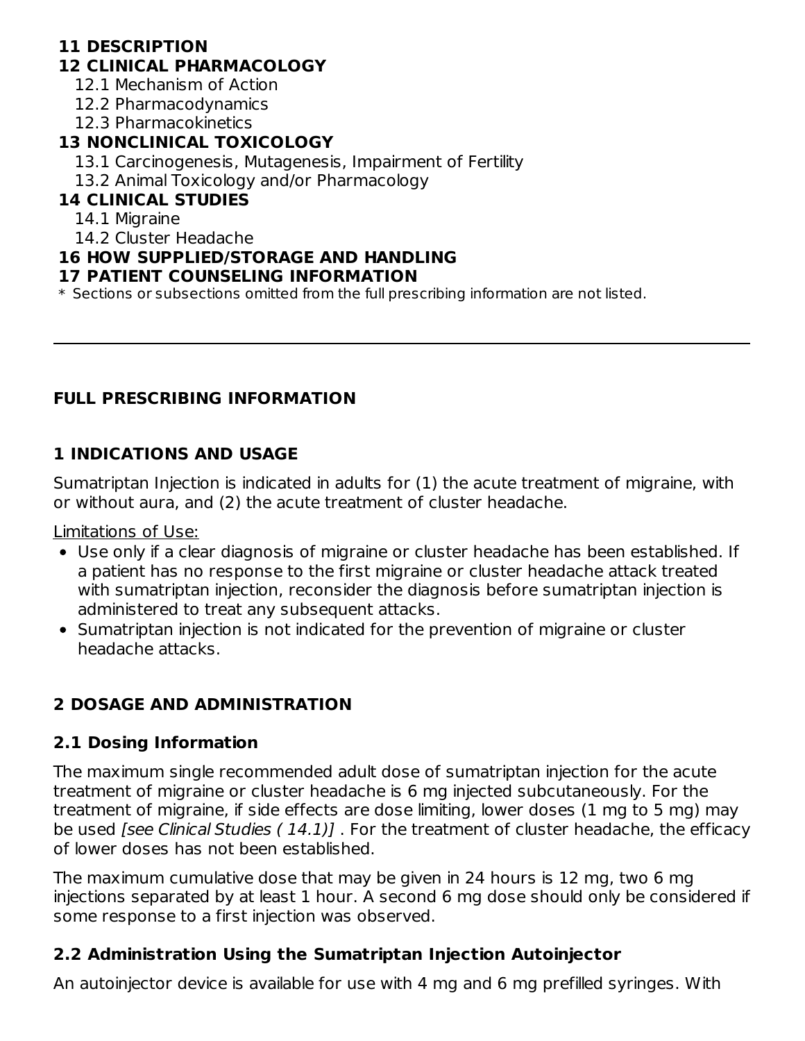**11 DESCRIPTION**

**12 CLINICAL PHARMACOLOGY**

12.1 Mechanism of Action

12.2 Pharmacodynamics

12.3 Pharmacokinetics

**13 NONCLINICAL TOXICOLOGY**

13.1 Carcinogenesis, Mutagenesis, Impairment of Fertility

13.2 Animal Toxicology and/or Pharmacology

**14 CLINICAL STUDIES**

14.1 Migraine

14.2 Cluster Headache

**16 HOW SUPPLIED/STORAGE AND HANDLING**

**17 PATIENT COUNSELING INFORMATION**

* Sections or subsections omitted from the full prescribing information are not listed.

---

## FULL PRESCRIBING INFORMATION

## 1 INDICATIONS AND USAGE

Sumatriptan Injection is indicated in adults for (1) the acute treatment of migraine, with or without aura, and (2) the acute treatment of cluster headache.

Limitations of Use:

- Use only if a clear diagnosis of migraine or cluster headache has been established. If a patient has no response to the first migraine or cluster headache attack treated with sumatriptan injection, reconsider the diagnosis before sumatriptan injection is administered to treat any subsequent attacks.
- Sumatriptan injection is not indicated for the prevention of migraine or cluster headache attacks.

## 2 DOSAGE AND ADMINISTRATION

### 2.1 Dosing Information

The maximum single recommended adult dose of sumatriptan injection for the acute treatment of migraine or cluster headache is 6 mg injected subcutaneously. For the treatment of migraine, if side effects are dose limiting, lower doses (1 mg to 5 mg) may be used *[see Clinical Studies ( 14.1)]* . For the treatment of cluster headache, the efficacy of lower doses has not been established.

The maximum cumulative dose that may be given in 24 hours is 12 mg, two 6 mg injections separated by at least 1 hour. A second 6 mg dose should only be considered if some response to a first injection was observed.

### 2.2 Administration Using the Sumatriptan Injection Autoinjector

An autoinjector device is available for use with 4 mg and 6 mg prefilled syringes. With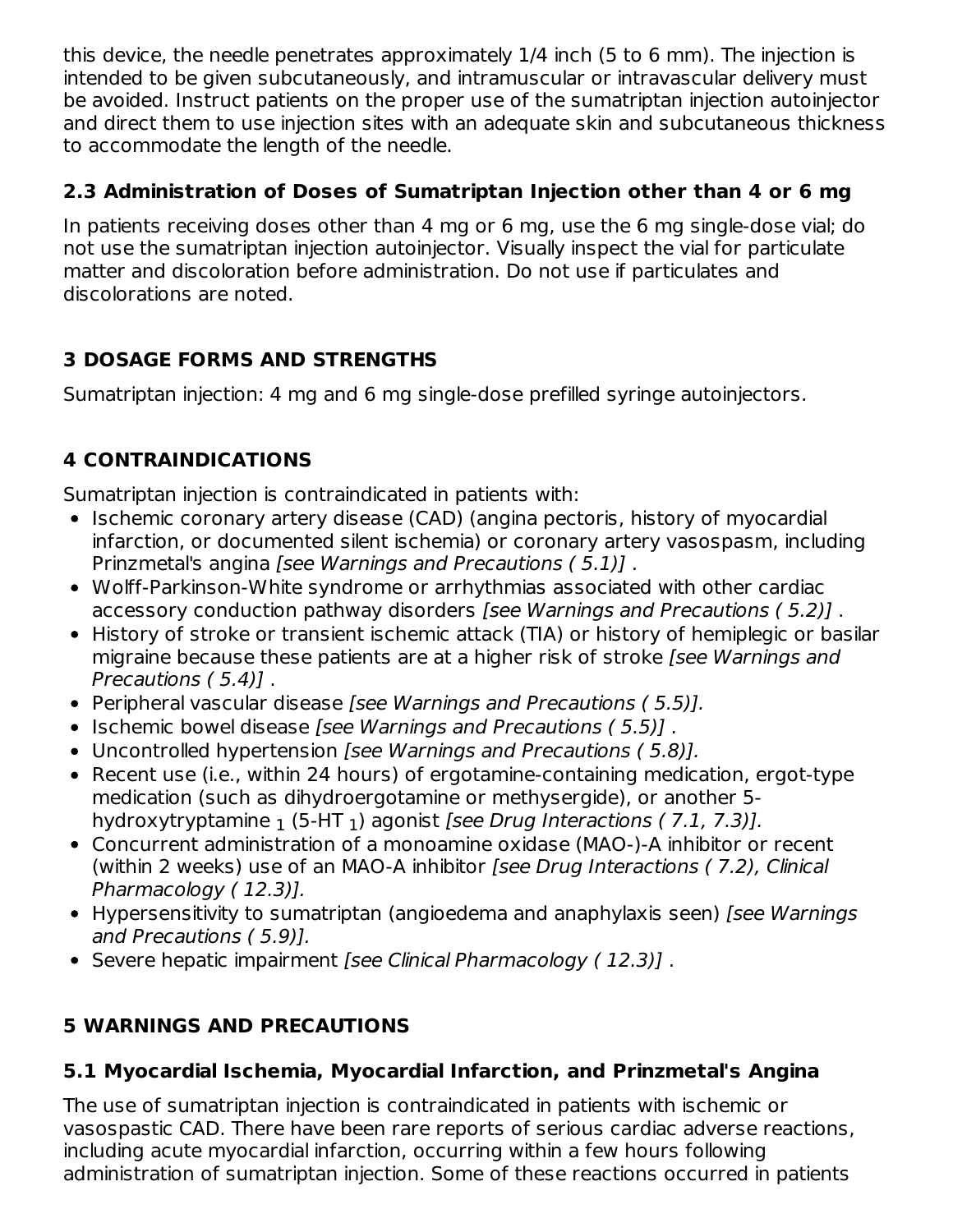this device, the needle penetrates approximately 1/4 inch (5 to 6 mm). The injection is intended to be given subcutaneously, and intramuscular or intravascular delivery must be avoided. Instruct patients on the proper use of the sumatriptan injection autoinjector and direct them to use injection sites with an adequate skin and subcutaneous thickness to accommodate the length of the needle.

### 2.3 Administration of Doses of Sumatriptan Injection other than 4 or 6 mg

In patients receiving doses other than 4 mg or 6 mg, use the 6 mg single-dose vial; do not use the sumatriptan injection autoinjector. Visually inspect the vial for particulate matter and discoloration before administration. Do not use if particulates and discolorations are noted.

## 3 DOSAGE FORMS AND STRENGTHS

Sumatriptan injection: 4 mg and 6 mg single-dose prefilled syringe autoinjectors.

## 4 CONTRAINDICATIONS

Sumatriptan injection is contraindicated in patients with:

- Ischemic coronary artery disease (CAD) (angina pectoris, history of myocardial infarction, or documented silent ischemia) or coronary artery vasospasm, including Prinzmetal's angina *[see Warnings and Precautions ( 5.1)]* .
- Wolff-Parkinson-White syndrome or arrhythmias associated with other cardiac accessory conduction pathway disorders *[see Warnings and Precautions ( 5.2)]* .
- History of stroke or transient ischemic attack (TIA) or history of hemiplegic or basilar migraine because these patients are at a higher risk of stroke *[see Warnings and Precautions ( 5.4)]* .
- Peripheral vascular disease *[see Warnings and Precautions ( 5.5)].*
- Ischemic bowel disease *[see Warnings and Precautions ( 5.5)]* .
- Uncontrolled hypertension *[see Warnings and Precautions ( 5.8)].*
- Recent use (i.e., within 24 hours) of ergotamine-containing medication, ergot-type medication (such as dihydroergotamine or methysergide), or another 5-hydroxytryptamine $_1$ (5-HT $_1$) agonist *[see Drug Interactions ( 7.1, 7.3)].*
- Concurrent administration of a monoamine oxidase (MAO-)-A inhibitor or recent (within 2 weeks) use of an MAO-A inhibitor *[see Drug Interactions ( 7.2), Clinical Pharmacology ( 12.3)].*
- Hypersensitivity to sumatriptan (angioedema and anaphylaxis seen) *[see Warnings and Precautions ( 5.9)].*
- Severe hepatic impairment *[see Clinical Pharmacology ( 12.3)]* .

## 5 WARNINGS AND PRECAUTIONS

### 5.1 Myocardial Ischemia, Myocardial Infarction, and Prinzmetal's Angina

The use of sumatriptan injection is contraindicated in patients with ischemic or vasospastic CAD. There have been rare reports of serious cardiac adverse reactions, including acute myocardial infarction, occurring within a few hours following administration of sumatriptan injection. Some of these reactions occurred in patients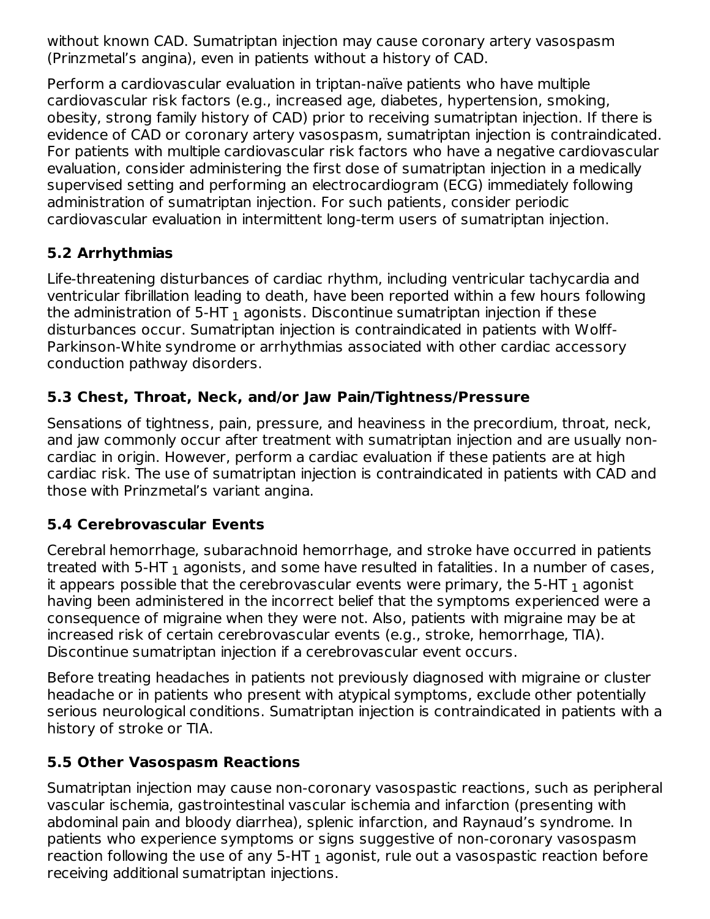without known CAD. Sumatriptan injection may cause coronary artery vasospasm (Prinzmetal's angina), even in patients without a history of CAD.

Perform a cardiovascular evaluation in triptan-naïve patients who have multiple cardiovascular risk factors (e.g., increased age, diabetes, hypertension, smoking, obesity, strong family history of CAD) prior to receiving sumatriptan injection. If there is evidence of CAD or coronary artery vasospasm, sumatriptan injection is contraindicated. For patients with multiple cardiovascular risk factors who have a negative cardiovascular evaluation, consider administering the first dose of sumatriptan injection in a medically supervised setting and performing an electrocardiogram (ECG) immediately following administration of sumatriptan injection. For such patients, consider periodic cardiovascular evaluation in intermittent long-term users of sumatriptan injection.

## 5.2 Arrhythmias

Life-threatening disturbances of cardiac rhythm, including ventricular tachycardia and ventricular fibrillation leading to death, have been reported within a few hours following the administration of 5-HT $_1$ agonists. Discontinue sumatriptan injection if these disturbances occur. Sumatriptan injection is contraindicated in patients with Wolff-Parkinson-White syndrome or arrhythmias associated with other cardiac accessory conduction pathway disorders.

## 5.3 Chest, Throat, Neck, and/or Jaw Pain/Tightness/Pressure

Sensations of tightness, pain, pressure, and heaviness in the precordium, throat, neck, and jaw commonly occur after treatment with sumatriptan injection and are usually non-cardiac in origin. However, perform a cardiac evaluation if these patients are at high cardiac risk. The use of sumatriptan injection is contraindicated in patients with CAD and those with Prinzmetal's variant angina.

## 5.4 Cerebrovascular Events

Cerebral hemorrhage, subarachnoid hemorrhage, and stroke have occurred in patients treated with 5-HT $_1$ agonists, and some have resulted in fatalities. In a number of cases, it appears possible that the cerebrovascular events were primary, the 5-HT $_1$ agonist having been administered in the incorrect belief that the symptoms experienced were a consequence of migraine when they were not. Also, patients with migraine may be at increased risk of certain cerebrovascular events (e.g., stroke, hemorrhage, TIA). Discontinue sumatriptan injection if a cerebrovascular event occurs.

Before treating headaches in patients not previously diagnosed with migraine or cluster headache or in patients who present with atypical symptoms, exclude other potentially serious neurological conditions. Sumatriptan injection is contraindicated in patients with a history of stroke or TIA.

## 5.5 Other Vasospasm Reactions

Sumatriptan injection may cause non-coronary vasospastic reactions, such as peripheral vascular ischemia, gastrointestinal vascular ischemia and infarction (presenting with abdominal pain and bloody diarrhea), splenic infarction, and Raynaud's syndrome. In patients who experience symptoms or signs suggestive of non-coronary vasospasm reaction following the use of any 5-HT $_1$ agonist, rule out a vasospastic reaction before receiving additional sumatriptan injections.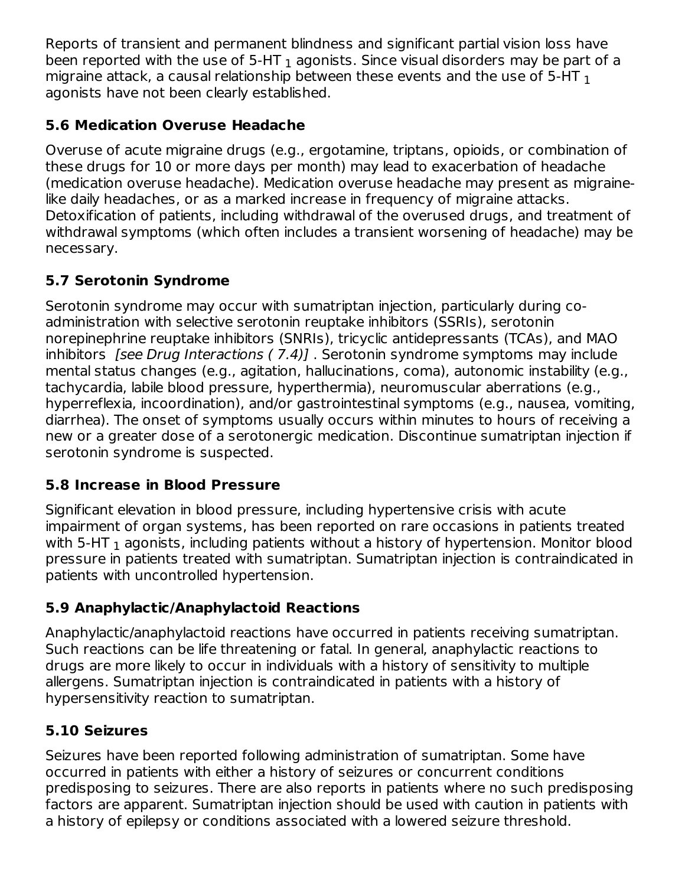Reports of transient and permanent blindness and significant partial vision loss have been reported with the use of 5-HT $_1$ agonists. Since visual disorders may be part of a migraine attack, a causal relationship between these events and the use of 5-HT $_1$ agonists have not been clearly established.

### 5.6 Medication Overuse Headache

Overuse of acute migraine drugs (e.g., ergotamine, triptans, opioids, or combination of these drugs for 10 or more days per month) may lead to exacerbation of headache (medication overuse headache). Medication overuse headache may present as migraine-like daily headaches, or as a marked increase in frequency of migraine attacks. Detoxification of patients, including withdrawal of the overused drugs, and treatment of withdrawal symptoms (which often includes a transient worsening of headache) may be necessary.

### 5.7 Serotonin Syndrome

Serotonin syndrome may occur with sumatriptan injection, particularly during co-administration with selective serotonin reuptake inhibitors (SSRIs), serotonin norepinephrine reuptake inhibitors (SNRIs), tricyclic antidepressants (TCAs), and MAO inhibitors *[see Drug Interactions ( 7.4)]* . Serotonin syndrome symptoms may include mental status changes (e.g., agitation, hallucinations, coma), autonomic instability (e.g., tachycardia, labile blood pressure, hyperthermia), neuromuscular aberrations (e.g., hyperreflexia, incoordination), and/or gastrointestinal symptoms (e.g., nausea, vomiting, diarrhea). The onset of symptoms usually occurs within minutes to hours of receiving a new or a greater dose of a serotonergic medication. Discontinue sumatriptan injection if serotonin syndrome is suspected.

### 5.8 Increase in Blood Pressure

Significant elevation in blood pressure, including hypertensive crisis with acute impairment of organ systems, has been reported on rare occasions in patients treated with 5-HT $_1$ agonists, including patients without a history of hypertension. Monitor blood pressure in patients treated with sumatriptan. Sumatriptan injection is contraindicated in patients with uncontrolled hypertension.

### 5.9 Anaphylactic/Anaphylactoid Reactions

Anaphylactic/anaphylactoid reactions have occurred in patients receiving sumatriptan. Such reactions can be life threatening or fatal. In general, anaphylactic reactions to drugs are more likely to occur in individuals with a history of sensitivity to multiple allergens. Sumatriptan injection is contraindicated in patients with a history of hypersensitivity reaction to sumatriptan.

### 5.10 Seizures

Seizures have been reported following administration of sumatriptan. Some have occurred in patients with either a history of seizures or concurrent conditions predisposing to seizures. There are also reports in patients where no such predisposing factors are apparent. Sumatriptan injection should be used with caution in patients with a history of epilepsy or conditions associated with a lowered seizure threshold.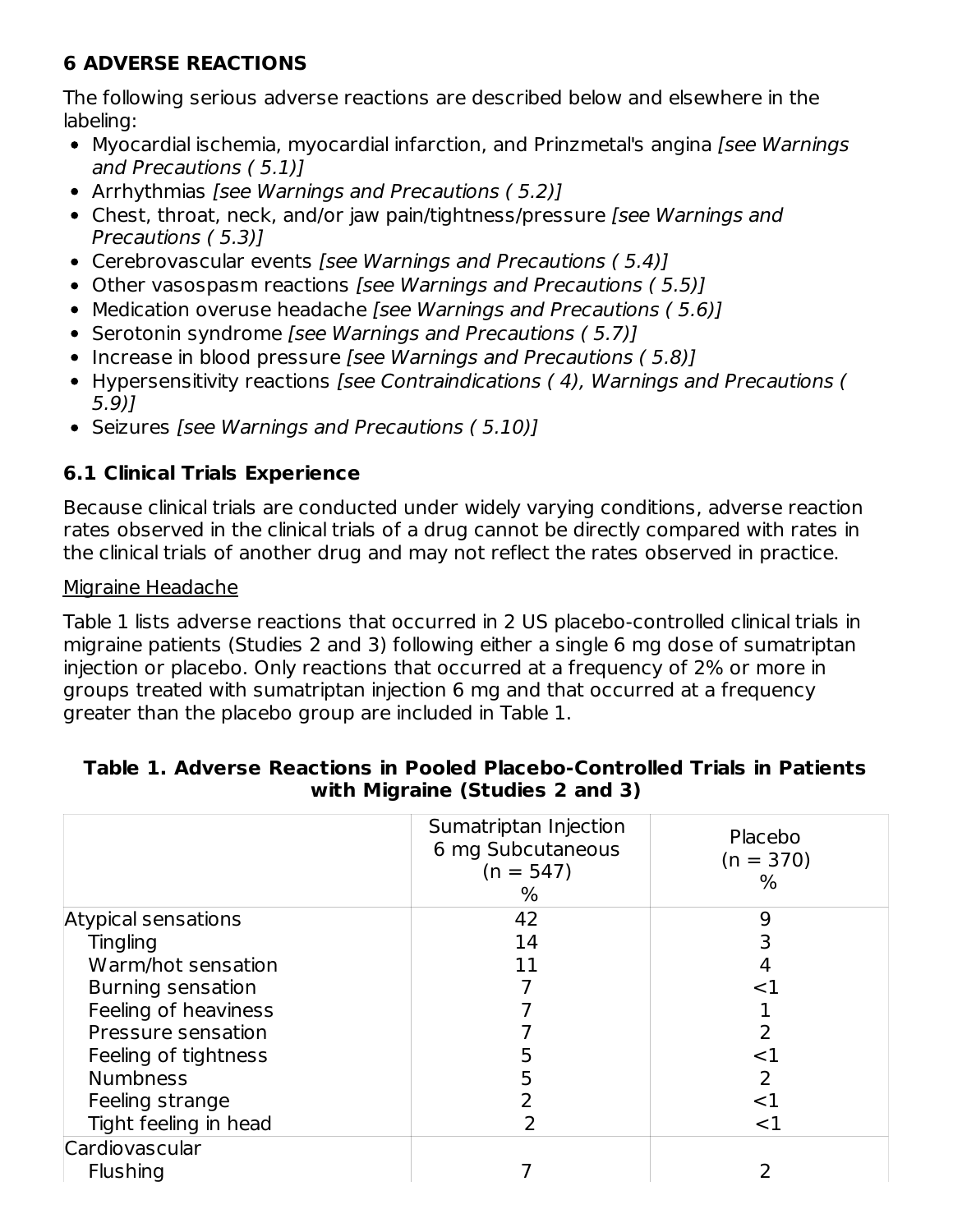## 6 ADVERSE REACTIONS

The following serious adverse reactions are described below and elsewhere in the labeling:

- Myocardial ischemia, myocardial infarction, and Prinzmetal's angina *[see Warnings and Precautions ( 5.1)]*
- Arrhythmias *[see Warnings and Precautions ( 5.2)]*
- Chest, throat, neck, and/or jaw pain/tightness/pressure *[see Warnings and Precautions ( 5.3)]*
- Cerebrovascular events *[see Warnings and Precautions ( 5.4)]*
- Other vasospasm reactions *[see Warnings and Precautions ( 5.5)]*
- Medication overuse headache *[see Warnings and Precautions ( 5.6)]*
- Serotonin syndrome *[see Warnings and Precautions ( 5.7)]*
- Increase in blood pressure *[see Warnings and Precautions ( 5.8)]*
- Hypersensitivity reactions *[see Contraindications ( 4), Warnings and Precautions ( 5.9)]*
- Seizures *[see Warnings and Precautions ( 5.10)]*

### 6.1 Clinical Trials Experience

Because clinical trials are conducted under widely varying conditions, adverse reaction rates observed in the clinical trials of a drug cannot be directly compared with rates in the clinical trials of another drug and may not reflect the rates observed in practice.

Migraine Headache

Table 1 lists adverse reactions that occurred in 2 US placebo-controlled clinical trials in migraine patients (Studies 2 and 3) following either a single 6 mg dose of sumatriptan injection or placebo. Only reactions that occurred at a frequency of 2% or more in groups treated with sumatriptan injection 6 mg and that occurred at a frequency greater than the placebo group are included in Table 1.

**Table 1. Adverse Reactions in Pooled Placebo-Controlled Trials in Patients with Migraine (Studies 2 and 3)**

| | Sumatriptan Injection 6 mg Subcutaneous (n = 547) % | Placebo (n = 370) % |
|---|---|---|
| Atypical sensations | 42 | 9 |
| Tingling | 14 | 3 |
| Warm/hot sensation | 11 | 4 |
| Burning sensation | 7 | <1 |
| Feeling of heaviness | 7 | 1 |
| Pressure sensation | 7 | 2 |
| Feeling of tightness | 5 | <1 |
| Numbness | 5 | 2 |
| Feeling strange | 2 | <1 |
| Tight feeling in head | 2 | <1 |
| Cardiovascular | | |
| Flushing | 7 | 2 |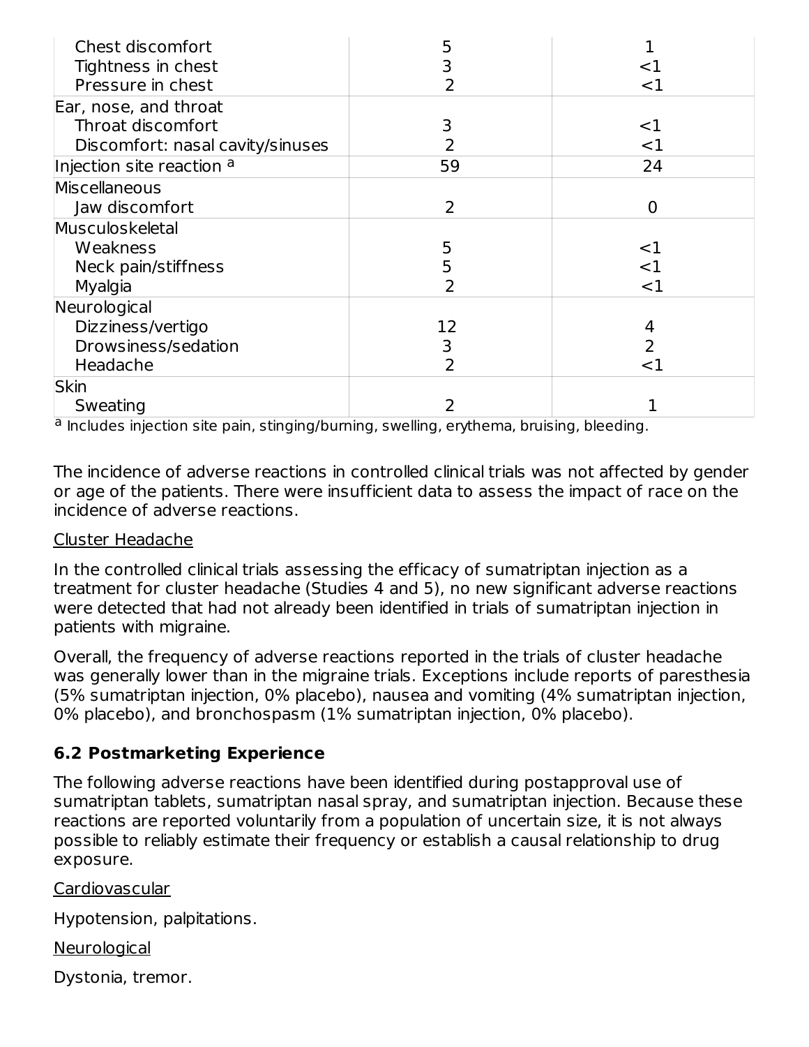| | | |
|---|---|---|
| Chest discomfort | 5 | 1 |
| Tightness in chest | 3 | <1 |
| Pressure in chest | 2 | <1 |
| Ear, nose, and throat | | |
| Throat discomfort | 3 | <1 |
| Discomfort: nasal cavity/sinuses | 2 | <1 |
| Injection site reaction [a] | 59 | 24 |
| Miscellaneous | | |
| Jaw discomfort | 2 | 0 |
| Musculoskeletal | | |
| Weakness | 5 | <1 |
| Neck pain/stiffness | 5 | <1 |
| Myalgia | 2 | <1 |
| Neurological | | |
| Dizziness/vertigo | 12 | 4 |
| Drowsiness/sedation | 3 | 2 |
| Headache | 2 | <1 |
| Skin | | |
| Sweating | 2 | 1 |

[a] Includes injection site pain, stinging/burning, swelling, erythema, bruising, bleeding.

The incidence of adverse reactions in controlled clinical trials was not affected by gender or age of the patients. There were insufficient data to assess the impact of race on the incidence of adverse reactions.

Cluster Headache

In the controlled clinical trials assessing the efficacy of sumatriptan injection as a treatment for cluster headache (Studies 4 and 5), no new significant adverse reactions were detected that had not already been identified in trials of sumatriptan injection in patients with migraine.

Overall, the frequency of adverse reactions reported in the trials of cluster headache was generally lower than in the migraine trials. Exceptions include reports of paresthesia (5% sumatriptan injection, 0% placebo), nausea and vomiting (4% sumatriptan injection, 0% placebo), and bronchospasm (1% sumatriptan injection, 0% placebo).

### 6.2 Postmarketing Experience

The following adverse reactions have been identified during postapproval use of sumatriptan tablets, sumatriptan nasal spray, and sumatriptan injection. Because these reactions are reported voluntarily from a population of uncertain size, it is not always possible to reliably estimate their frequency or establish a causal relationship to drug exposure.

Cardiovascular

Hypotension, palpitations.

Neurological

Dystonia, tremor.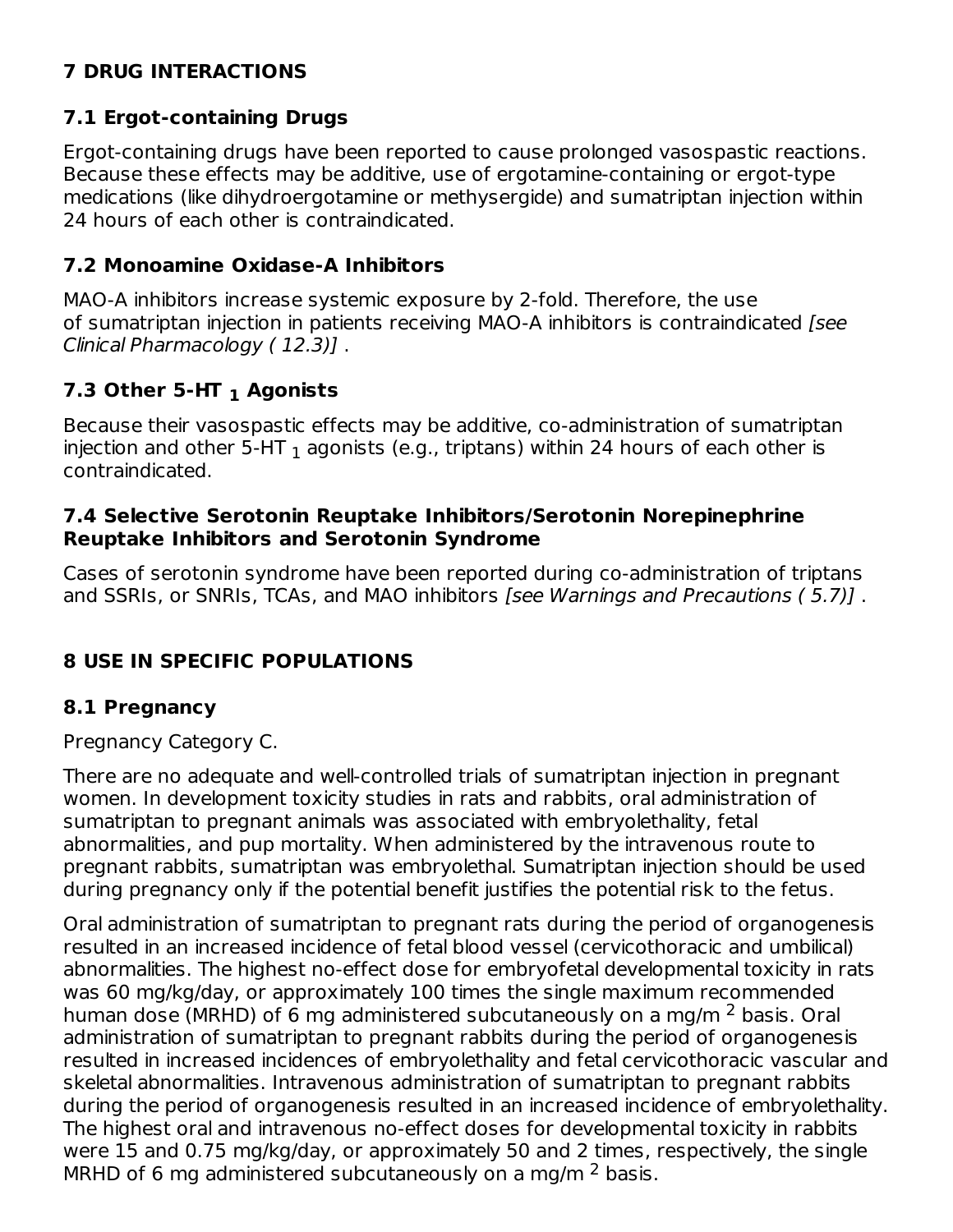## 7 DRUG INTERACTIONS

### 7.1 Ergot-containing Drugs

Ergot-containing drugs have been reported to cause prolonged vasospastic reactions. Because these effects may be additive, use of ergotamine-containing or ergot-type medications (like dihydroergotamine or methysergide) and sumatriptan injection within 24 hours of each other is contraindicated.

### 7.2 Monoamine Oxidase-A Inhibitors

MAO-A inhibitors increase systemic exposure by 2-fold. Therefore, the use of sumatriptan injection in patients receiving MAO-A inhibitors is contraindicated *[see Clinical Pharmacology ( 12.3)]* .

### 7.3 Other 5-HT $_1$ Agonists

Because their vasospastic effects may be additive, co-administration of sumatriptan injection and other 5-HT $_1$ agonists (e.g., triptans) within 24 hours of each other is contraindicated.

### 7.4 Selective Serotonin Reuptake Inhibitors/Serotonin Norepinephrine Reuptake Inhibitors and Serotonin Syndrome

Cases of serotonin syndrome have been reported during co-administration of triptans and SSRIs, or SNRIs, TCAs, and MAO inhibitors *[see Warnings and Precautions ( 5.7)]* .

## 8 USE IN SPECIFIC POPULATIONS

### 8.1 Pregnancy

Pregnancy Category C.

There are no adequate and well-controlled trials of sumatriptan injection in pregnant women. In development toxicity studies in rats and rabbits, oral administration of sumatriptan to pregnant animals was associated with embryolethality, fetal abnormalities, and pup mortality. When administered by the intravenous route to pregnant rabbits, sumatriptan was embryolethal. Sumatriptan injection should be used during pregnancy only if the potential benefit justifies the potential risk to the fetus.

Oral administration of sumatriptan to pregnant rats during the period of organogenesis resulted in an increased incidence of fetal blood vessel (cervicothoracic and umbilical) abnormalities. The highest no-effect dose for embryofetal developmental toxicity in rats was 60 mg/kg/day, or approximately 100 times the single maximum recommended human dose (MRHD) of 6 mg administered subcutaneously on a mg/m $^2$ basis. Oral administration of sumatriptan to pregnant rabbits during the period of organogenesis resulted in increased incidences of embryolethality and fetal cervicothoracic vascular and skeletal abnormalities. Intravenous administration of sumatriptan to pregnant rabbits during the period of organogenesis resulted in an increased incidence of embryolethality. The highest oral and intravenous no-effect doses for developmental toxicity in rabbits were 15 and 0.75 mg/kg/day, or approximately 50 and 2 times, respectively, the single MRHD of 6 mg administered subcutaneously on a mg/m $^2$ basis.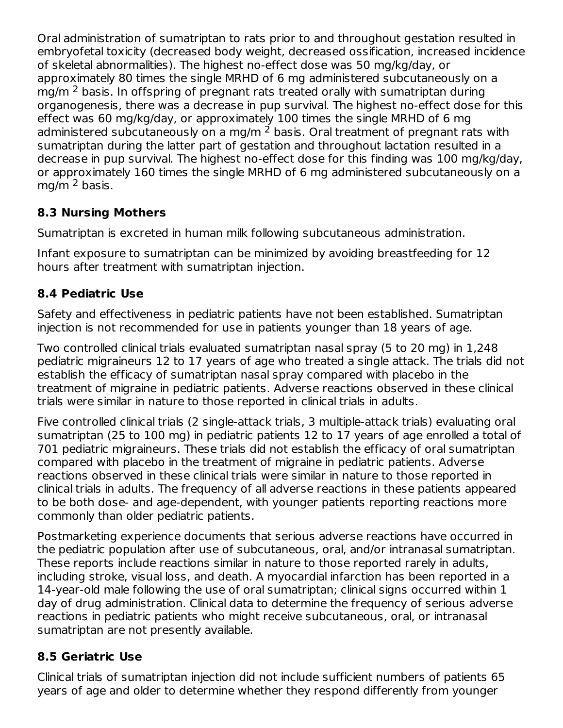Oral administration of sumatriptan to rats prior to and throughout gestation resulted in embryofetal toxicity (decreased body weight, decreased ossification, increased incidence of skeletal abnormalities). The highest no-effect dose was 50 mg/kg/day, or approximately 80 times the single MRHD of 6 mg administered subcutaneously on a mg/m $^2$ basis. In offspring of pregnant rats treated orally with sumatriptan during organogenesis, there was a decrease in pup survival. The highest no-effect dose for this effect was 60 mg/kg/day, or approximately 100 times the single MRHD of 6 mg administered subcutaneously on a mg/m $^2$ basis. Oral treatment of pregnant rats with sumatriptan during the latter part of gestation and throughout lactation resulted in a decrease in pup survival. The highest no-effect dose for this finding was 100 mg/kg/day, or approximately 160 times the single MRHD of 6 mg administered subcutaneously on a mg/m $^2$ basis.

### 8.3 Nursing Mothers

Sumatriptan is excreted in human milk following subcutaneous administration.

Infant exposure to sumatriptan can be minimized by avoiding breastfeeding for 12 hours after treatment with sumatriptan injection.

### 8.4 Pediatric Use

Safety and effectiveness in pediatric patients have not been established. Sumatriptan injection is not recommended for use in patients younger than 18 years of age.

Two controlled clinical trials evaluated sumatriptan nasal spray (5 to 20 mg) in 1,248 pediatric migraineurs 12 to 17 years of age who treated a single attack. The trials did not establish the efficacy of sumatriptan nasal spray compared with placebo in the treatment of migraine in pediatric patients. Adverse reactions observed in these clinical trials were similar in nature to those reported in clinical trials in adults.

Five controlled clinical trials (2 single-attack trials, 3 multiple-attack trials) evaluating oral sumatriptan (25 to 100 mg) in pediatric patients 12 to 17 years of age enrolled a total of 701 pediatric migraineurs. These trials did not establish the efficacy of oral sumatriptan compared with placebo in the treatment of migraine in pediatric patients. Adverse reactions observed in these clinical trials were similar in nature to those reported in clinical trials in adults. The frequency of all adverse reactions in these patients appeared to be both dose- and age-dependent, with younger patients reporting reactions more commonly than older pediatric patients.

Postmarketing experience documents that serious adverse reactions have occurred in the pediatric population after use of subcutaneous, oral, and/or intranasal sumatriptan. These reports include reactions similar in nature to those reported rarely in adults, including stroke, visual loss, and death. A myocardial infarction has been reported in a 14-year-old male following the use of oral sumatriptan; clinical signs occurred within 1 day of drug administration. Clinical data to determine the frequency of serious adverse reactions in pediatric patients who might receive subcutaneous, oral, or intranasal sumatriptan are not presently available.

### 8.5 Geriatric Use

Clinical trials of sumatriptan injection did not include sufficient numbers of patients 65 years of age and older to determine whether they respond differently from younger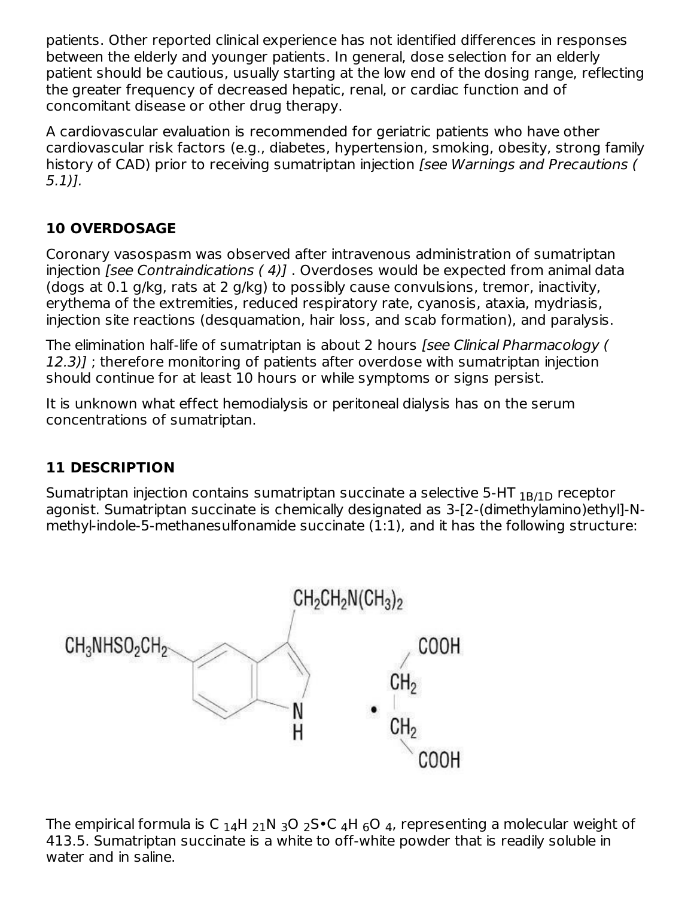patients. Other reported clinical experience has not identified differences in responses between the elderly and younger patients. In general, dose selection for an elderly patient should be cautious, usually starting at the low end of the dosing range, reflecting the greater frequency of decreased hepatic, renal, or cardiac function and of concomitant disease or other drug therapy.

A cardiovascular evaluation is recommended for geriatric patients who have other cardiovascular risk factors (e.g., diabetes, hypertension, smoking, obesity, strong family history of CAD) prior to receiving sumatriptan injection *[see Warnings and Precautions ( 5.1)].*

## 10 OVERDOSAGE

Coronary vasospasm was observed after intravenous administration of sumatriptan injection *[see Contraindications ( 4)]* . Overdoses would be expected from animal data (dogs at 0.1 g/kg, rats at 2 g/kg) to possibly cause convulsions, tremor, inactivity, erythema of the extremities, reduced respiratory rate, cyanosis, ataxia, mydriasis, injection site reactions (desquamation, hair loss, and scab formation), and paralysis.

The elimination half-life of sumatriptan is about 2 hours *[see Clinical Pharmacology ( 12.3)]* ; therefore monitoring of patients after overdose with sumatriptan injection should continue for at least 10 hours or while symptoms or signs persist.

It is unknown what effect hemodialysis or peritoneal dialysis has on the serum concentrations of sumatriptan.

## 11 DESCRIPTION

Sumatriptan injection contains sumatriptan succinate a selective 5-HT $_{1B/1D}$ receptor agonist. Sumatriptan succinate is chemically designated as 3-[2-(dimethylamino)ethyl]-N-methyl-indole-5-methanesulfonamide succinate (1:1), and it has the following structure:

$CH_2CH_2N(CH_3)_2$

$CH_3NHSO_2CH_2$

N
H

• COOH–$CH_2$–$CH_2$–COOH

The empirical formula is $C_{14}H_{21}N_3O_2S \bullet C_4H_6O_4$, representing a molecular weight of 413.5. Sumatriptan succinate is a white to off-white powder that is readily soluble in water and in saline.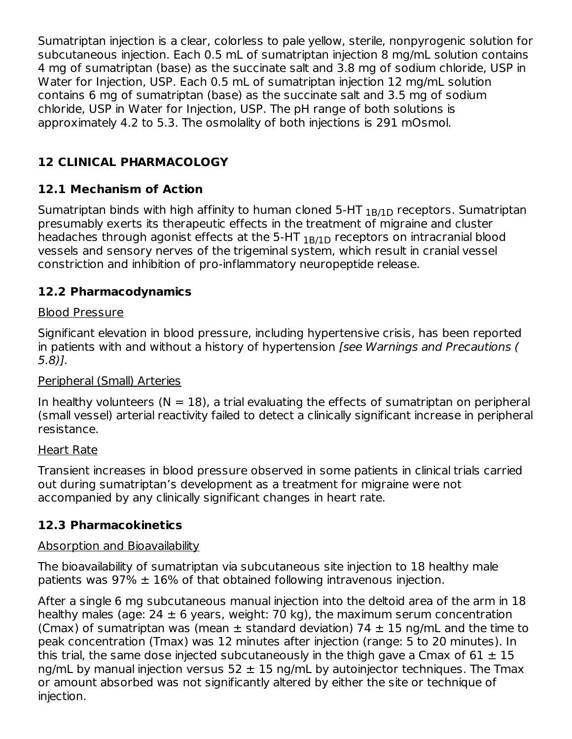Sumatriptan injection is a clear, colorless to pale yellow, sterile, nonpyrogenic solution for subcutaneous injection. Each 0.5 mL of sumatriptan injection 8 mg/mL solution contains 4 mg of sumatriptan (base) as the succinate salt and 3.8 mg of sodium chloride, USP in Water for Injection, USP. Each 0.5 mL of sumatriptan injection 12 mg/mL solution contains 6 mg of sumatriptan (base) as the succinate salt and 3.5 mg of sodium chloride, USP in Water for Injection, USP. The pH range of both solutions is approximately 4.2 to 5.3. The osmolality of both injections is 291 mOsmol.

## 12 CLINICAL PHARMACOLOGY

### 12.1 Mechanism of Action

Sumatriptan binds with high affinity to human cloned 5-HT $_{1B/1D}$ receptors. Sumatriptan presumably exerts its therapeutic effects in the treatment of migraine and cluster headaches through agonist effects at the 5-HT $_{1B/1D}$ receptors on intracranial blood vessels and sensory nerves of the trigeminal system, which result in cranial vessel constriction and inhibition of pro-inflammatory neuropeptide release.

### 12.2 Pharmacodynamics

Blood Pressure

Significant elevation in blood pressure, including hypertensive crisis, has been reported in patients with and without a history of hypertension *[see Warnings and Precautions (5.8)].*

Peripheral (Small) Arteries

In healthy volunteers (N = 18), a trial evaluating the effects of sumatriptan on peripheral (small vessel) arterial reactivity failed to detect a clinically significant increase in peripheral resistance.

Heart Rate

Transient increases in blood pressure observed in some patients in clinical trials carried out during sumatriptan's development as a treatment for migraine were not accompanied by any clinically significant changes in heart rate.

### 12.3 Pharmacokinetics

Absorption and Bioavailability

The bioavailability of sumatriptan via subcutaneous site injection to 18 healthy male patients was 97% ± 16% of that obtained following intravenous injection.

After a single 6 mg subcutaneous manual injection into the deltoid area of the arm in 18 healthy males (age: 24 ± 6 years, weight: 70 kg), the maximum serum concentration (Cmax) of sumatriptan was (mean ± standard deviation) 74 ± 15 ng/mL and the time to peak concentration (Tmax) was 12 minutes after injection (range: 5 to 20 minutes). In this trial, the same dose injected subcutaneously in the thigh gave a Cmax of 61 ± 15 ng/mL by manual injection versus 52 ± 15 ng/mL by autoinjector techniques. The Tmax or amount absorbed was not significantly altered by either the site or technique of injection.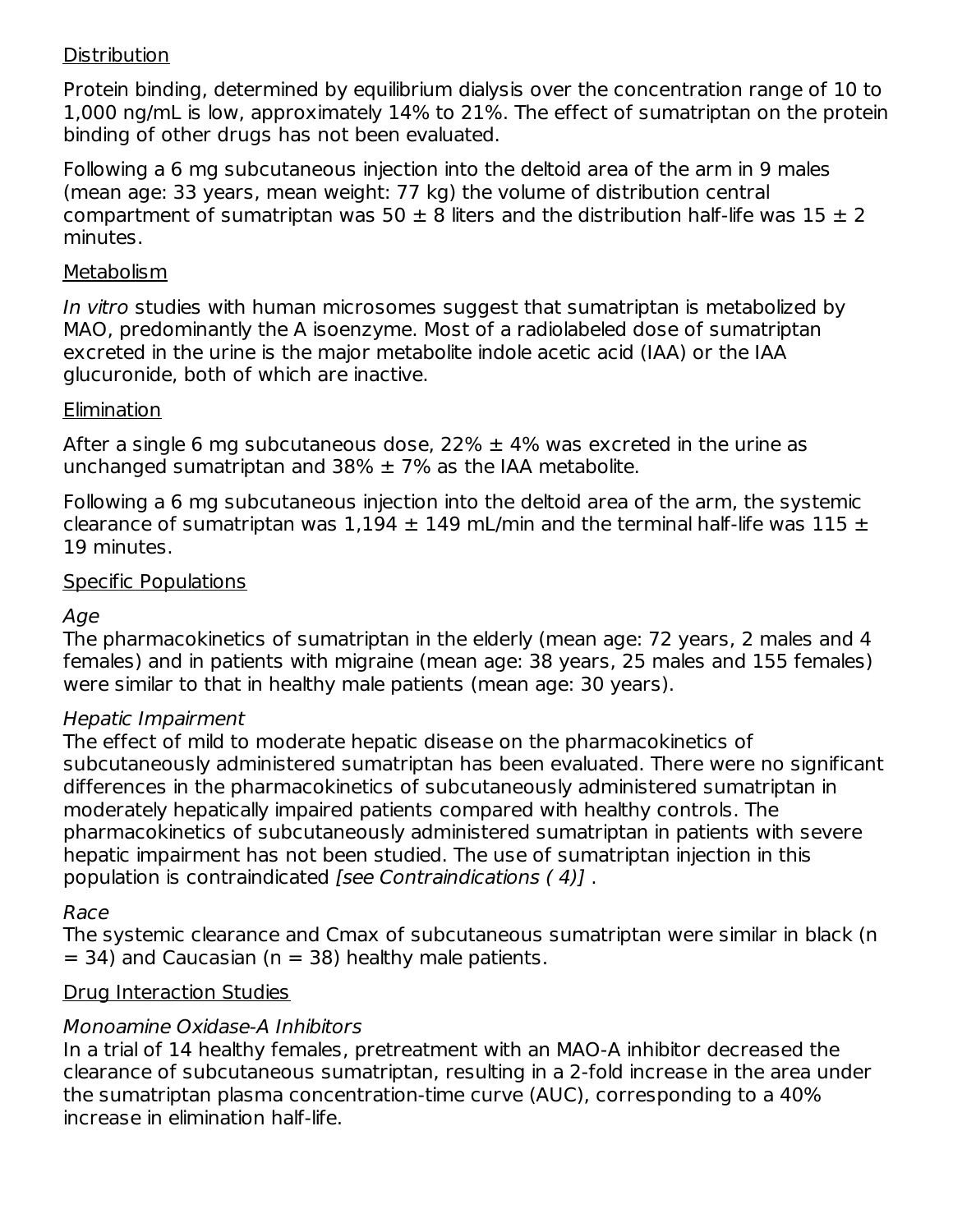Distribution

Protein binding, determined by equilibrium dialysis over the concentration range of 10 to 1,000 ng/mL is low, approximately 14% to 21%. The effect of sumatriptan on the protein binding of other drugs has not been evaluated.

Following a 6 mg subcutaneous injection into the deltoid area of the arm in 9 males (mean age: 33 years, mean weight: 77 kg) the volume of distribution central compartment of sumatriptan was 50 ± 8 liters and the distribution half-life was 15 ± 2 minutes.

Metabolism

*In vitro* studies with human microsomes suggest that sumatriptan is metabolized by MAO, predominantly the A isoenzyme. Most of a radiolabeled dose of sumatriptan excreted in the urine is the major metabolite indole acetic acid (IAA) or the IAA glucuronide, both of which are inactive.

Elimination

After a single 6 mg subcutaneous dose, 22% ± 4% was excreted in the urine as unchanged sumatriptan and 38% ± 7% as the IAA metabolite.

Following a 6 mg subcutaneous injection into the deltoid area of the arm, the systemic clearance of sumatriptan was 1,194 ± 149 mL/min and the terminal half-life was 115 ± 19 minutes.

Specific Populations

*Age*
The pharmacokinetics of sumatriptan in the elderly (mean age: 72 years, 2 males and 4 females) and in patients with migraine (mean age: 38 years, 25 males and 155 females) were similar to that in healthy male patients (mean age: 30 years).

*Hepatic Impairment*
The effect of mild to moderate hepatic disease on the pharmacokinetics of subcutaneously administered sumatriptan has been evaluated. There were no significant differences in the pharmacokinetics of subcutaneously administered sumatriptan in moderately hepatically impaired patients compared with healthy controls. The pharmacokinetics of subcutaneously administered sumatriptan in patients with severe hepatic impairment has not been studied. The use of sumatriptan injection in this population is contraindicated *[see Contraindications ( 4)]* .

*Race*
The systemic clearance and Cmax of subcutaneous sumatriptan were similar in black (n = 34) and Caucasian (n = 38) healthy male patients.

Drug Interaction Studies

*Monoamine Oxidase-A Inhibitors*
In a trial of 14 healthy females, pretreatment with an MAO-A inhibitor decreased the clearance of subcutaneous sumatriptan, resulting in a 2-fold increase in the area under the sumatriptan plasma concentration-time curve (AUC), corresponding to a 40% increase in elimination half-life.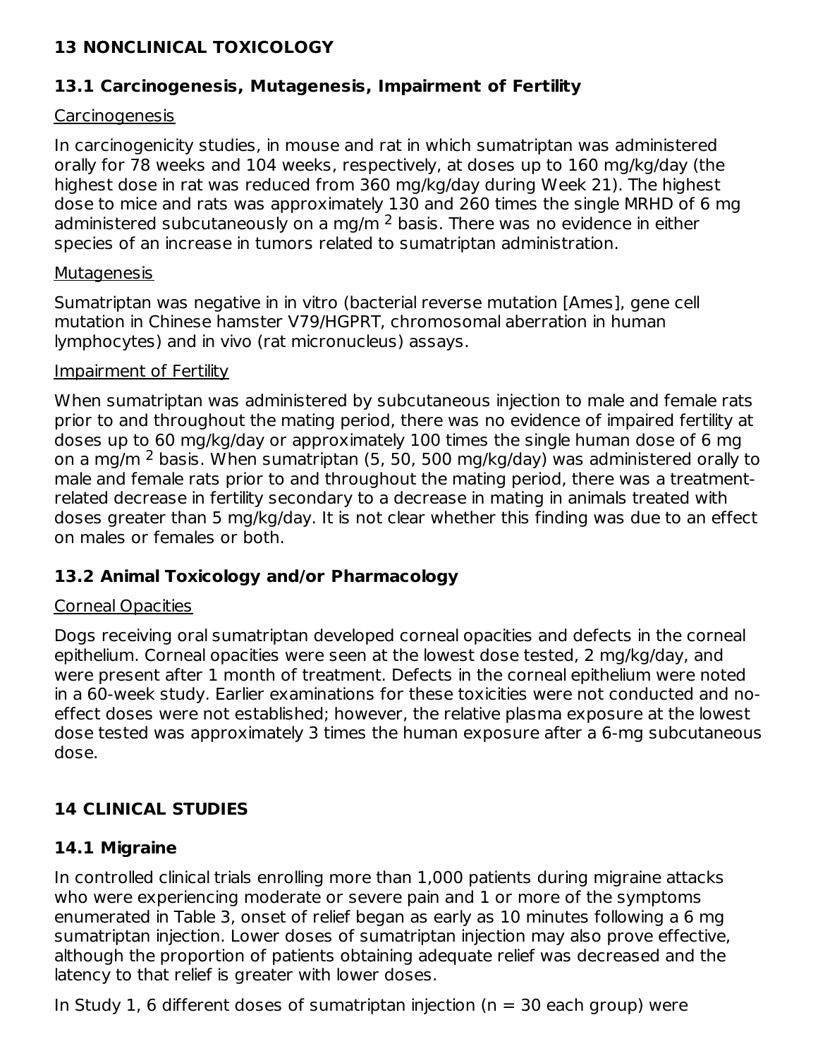## 13 NONCLINICAL TOXICOLOGY

### 13.1 Carcinogenesis, Mutagenesis, Impairment of Fertility

Carcinogenesis

In carcinogenicity studies, in mouse and rat in which sumatriptan was administered orally for 78 weeks and 104 weeks, respectively, at doses up to 160 mg/kg/day (the highest dose in rat was reduced from 360 mg/kg/day during Week 21). The highest dose to mice and rats was approximately 130 and 260 times the single MRHD of 6 mg administered subcutaneously on a mg/m $^2$ basis. There was no evidence in either species of an increase in tumors related to sumatriptan administration.

Mutagenesis

Sumatriptan was negative in in vitro (bacterial reverse mutation [Ames], gene cell mutation in Chinese hamster V79/HGPRT, chromosomal aberration in human lymphocytes) and in vivo (rat micronucleus) assays.

Impairment of Fertility

When sumatriptan was administered by subcutaneous injection to male and female rats prior to and throughout the mating period, there was no evidence of impaired fertility at doses up to 60 mg/kg/day or approximately 100 times the single human dose of 6 mg on a mg/m $^2$ basis. When sumatriptan (5, 50, 500 mg/kg/day) was administered orally to male and female rats prior to and throughout the mating period, there was a treatment-related decrease in fertility secondary to a decrease in mating in animals treated with doses greater than 5 mg/kg/day. It is not clear whether this finding was due to an effect on males or females or both.

### 13.2 Animal Toxicology and/or Pharmacology

Corneal Opacities

Dogs receiving oral sumatriptan developed corneal opacities and defects in the corneal epithelium. Corneal opacities were seen at the lowest dose tested, 2 mg/kg/day, and were present after 1 month of treatment. Defects in the corneal epithelium were noted in a 60-week study. Earlier examinations for these toxicities were not conducted and no-effect doses were not established; however, the relative plasma exposure at the lowest dose tested was approximately 3 times the human exposure after a 6-mg subcutaneous dose.

## 14 CLINICAL STUDIES

### 14.1 Migraine

In controlled clinical trials enrolling more than 1,000 patients during migraine attacks who were experiencing moderate or severe pain and 1 or more of the symptoms enumerated in Table 3, onset of relief began as early as 10 minutes following a 6 mg sumatriptan injection. Lower doses of sumatriptan injection may also prove effective, although the proportion of patients obtaining adequate relief was decreased and the latency to that relief is greater with lower doses.

In Study 1, 6 different doses of sumatriptan injection (n = 30 each group) were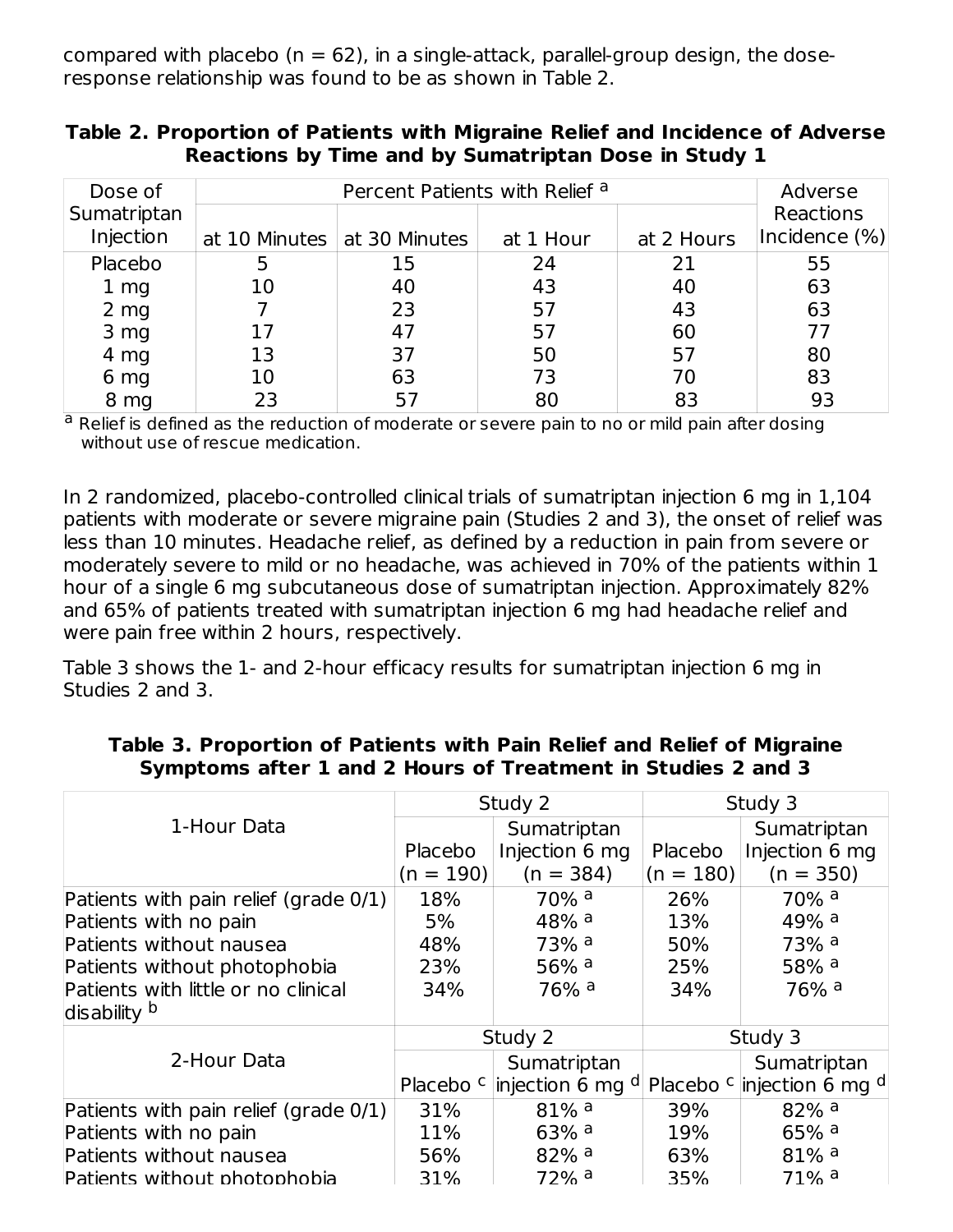compared with placebo (n = 62), in a single-attack, parallel-group design, the dose-response relationship was found to be as shown in Table 2.

**Table 2. Proportion of Patients with Migraine Relief and Incidence of Adverse Reactions by Time and by Sumatriptan Dose in Study 1**

| Dose of Sumatriptan Injection | Percent Patients with Relief [a] | | | | Adverse Reactions Incidence (%) |
|---|---|---|---|---|---|
| | at 10 Minutes | at 30 Minutes | at 1 Hour | at 2 Hours | |
| Placebo | 5 | 15 | 24 | 21 | 55 |
| 1 mg | 10 | 40 | 43 | 40 | 63 |
| 2 mg | 7 | 23 | 57 | 43 | 63 |
| 3 mg | 17 | 47 | 57 | 60 | 77 |
| 4 mg | 13 | 37 | 50 | 57 | 80 |
| 6 mg | 10 | 63 | 73 | 70 | 83 |
| 8 mg | 23 | 57 | 80 | 83 | 93 |

[a] Relief is defined as the reduction of moderate or severe pain to no or mild pain after dosing without use of rescue medication.

In 2 randomized, placebo-controlled clinical trials of sumatriptan injection 6 mg in 1,104 patients with moderate or severe migraine pain (Studies 2 and 3), the onset of relief was less than 10 minutes. Headache relief, as defined by a reduction in pain from severe or moderately severe to mild or no headache, was achieved in 70% of the patients within 1 hour of a single 6 mg subcutaneous dose of sumatriptan injection. Approximately 82% and 65% of patients treated with sumatriptan injection 6 mg had headache relief and were pain free within 2 hours, respectively.

Table 3 shows the 1- and 2-hour efficacy results for sumatriptan injection 6 mg in Studies 2 and 3.

**Table 3. Proportion of Patients with Pain Relief and Relief of Migraine Symptoms after 1 and 2 Hours of Treatment in Studies 2 and 3**

| 1-Hour Data | Study 2 | | Study 3 | |
|---|---|---|---|---|
| | Placebo (n = 190) | Sumatriptan Injection 6 mg (n = 384) | Placebo (n = 180) | Sumatriptan Injection 6 mg (n = 350) |
| Patients with pain relief (grade 0/1) | 18% | 70% [a] | 26% | 70% [a] |
| Patients with no pain | 5% | 48% [a] | 13% | 49% [a] |
| Patients without nausea | 48% | 73% [a] | 50% | 73% [a] |
| Patients without photophobia | 23% | 56% [a] | 25% | 58% [a] |
| Patients with little or no clinical disability [b] | 34% | 76% [a] | 34% | 76% [a] |
| **2-Hour Data** | **Study 2** | | **Study 3** | |
| | Placebo [c] | Sumatriptan injection 6 mg [d] | Placebo [c] | Sumatriptan injection 6 mg [d] |
| Patients with pain relief (grade 0/1) | 31% | 81% [a] | 39% | 82% [a] |
| Patients with no pain | 11% | 63% [a] | 19% | 65% [a] |
| Patients without nausea | 56% | 82% [a] | 63% | 81% [a] |
| Patients without photophobia | 31% | 72% [a] | 35% | 71% [a] |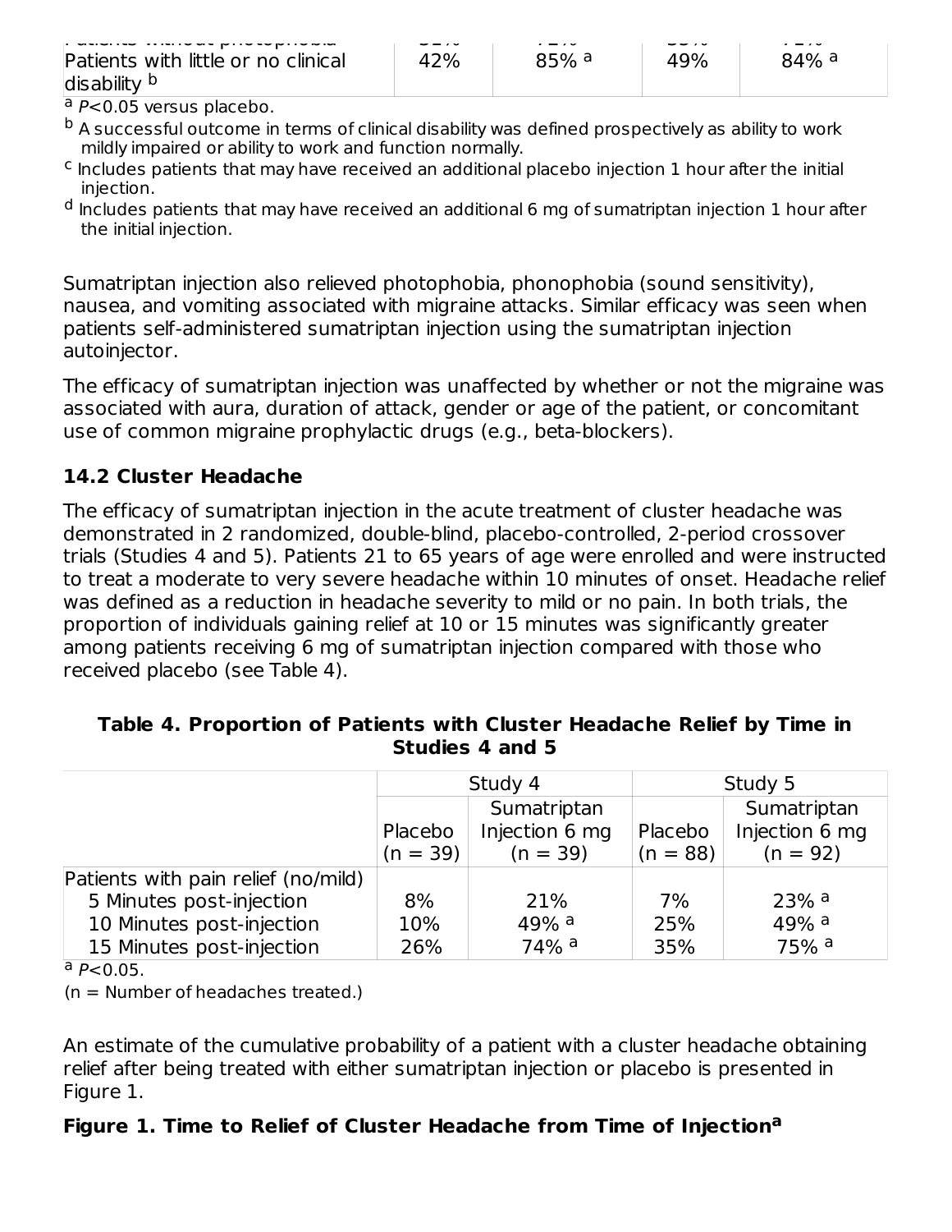| Patients without photophobia | 51% | 72% | 55% | 71% |
|---|---|---|---|---|
| Patients with little or no clinical disability [b] | 42% | 85% [a] | 49% | 84% [a] |

[a] $P<0.05$ versus placebo.

[b] A successful outcome in terms of clinical disability was defined prospectively as ability to work mildly impaired or ability to work and function normally.

[c] Includes patients that may have received an additional placebo injection 1 hour after the initial injection.

[d] Includes patients that may have received an additional 6 mg of sumatriptan injection 1 hour after the initial injection.

Sumatriptan injection also relieved photophobia, phonophobia (sound sensitivity), nausea, and vomiting associated with migraine attacks. Similar efficacy was seen when patients self-administered sumatriptan injection using the sumatriptan injection autoinjector.

The efficacy of sumatriptan injection was unaffected by whether or not the migraine was associated with aura, duration of attack, gender or age of the patient, or concomitant use of common migraine prophylactic drugs (e.g., beta-blockers).

### 14.2 Cluster Headache

The efficacy of sumatriptan injection in the acute treatment of cluster headache was demonstrated in 2 randomized, double-blind, placebo-controlled, 2-period crossover trials (Studies 4 and 5). Patients 21 to 65 years of age were enrolled and were instructed to treat a moderate to very severe headache within 10 minutes of onset. Headache relief was defined as a reduction in headache severity to mild or no pain. In both trials, the proportion of individuals gaining relief at 10 or 15 minutes was significantly greater among patients receiving 6 mg of sumatriptan injection compared with those who received placebo (see Table 4).

**Table 4. Proportion of Patients with Cluster Headache Relief by Time in Studies 4 and 5**

| | Study 4 | | Study 5 | |
|---|---|---|---|---|
| | Placebo (n = 39) | Sumatriptan Injection 6 mg (n = 39) | Placebo (n = 88) | Sumatriptan Injection 6 mg (n = 92) |
| Patients with pain relief (no/mild) | | | | |
| 5 Minutes post-injection | 8% | 21% | 7% | 23% [a] |
| 10 Minutes post-injection | 10% | 49% [a] | 25% | 49% [a] |
| 15 Minutes post-injection | 26% | 74% [a] | 35% | 75% [a] |

[a] $P<0.05$.

(n = Number of headaches treated.)

An estimate of the cumulative probability of a patient with a cluster headache obtaining relief after being treated with either sumatriptan injection or placebo is presented in Figure 1.

**Figure 1. Time to Relief of Cluster Headache from Time of Injection[a]**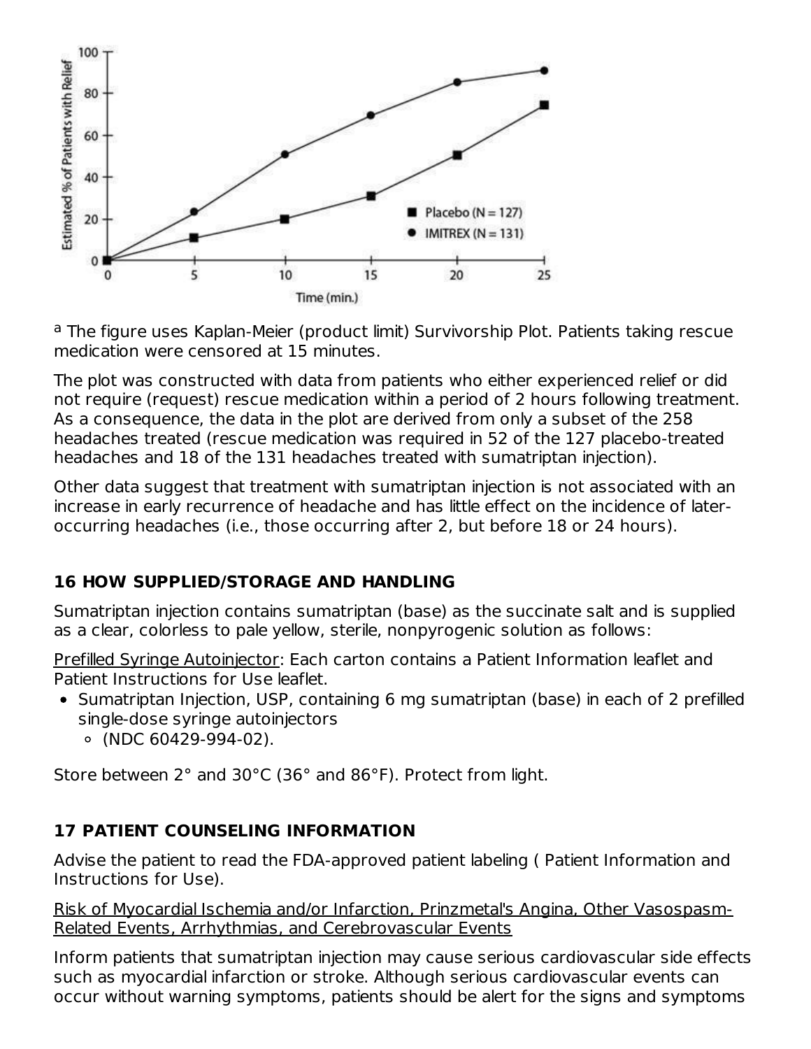[a] The figure uses Kaplan-Meier (product limit) Survivorship Plot. Patients taking rescue medication were censored at 15 minutes.

The plot was constructed with data from patients who either experienced relief or did not require (request) rescue medication within a period of 2 hours following treatment. As a consequence, the data in the plot are derived from only a subset of the 258 headaches treated (rescue medication was required in 52 of the 127 placebo-treated headaches and 18 of the 131 headaches treated with sumatriptan injection).

Other data suggest that treatment with sumatriptan injection is not associated with an increase in early recurrence of headache and has little effect on the incidence of later-occurring headaches (i.e., those occurring after 2, but before 18 or 24 hours).

## 16 HOW SUPPLIED/STORAGE AND HANDLING

Sumatriptan injection contains sumatriptan (base) as the succinate salt and is supplied as a clear, colorless to pale yellow, sterile, nonpyrogenic solution as follows:

Prefilled Syringe Autoinjector: Each carton contains a Patient Information leaflet and Patient Instructions for Use leaflet.

- Sumatriptan Injection, USP, containing 6 mg sumatriptan (base) in each of 2 prefilled single-dose syringe autoinjectors
  - (NDC 60429-994-02).

Store between 2° and 30°C (36° and 86°F). Protect from light.

## 17 PATIENT COUNSELING INFORMATION

Advise the patient to read the FDA-approved patient labeling ( Patient Information and Instructions for Use).

Risk of Myocardial Ischemia and/or Infarction, Prinzmetal's Angina, Other Vasospasm-Related Events, Arrhythmias, and Cerebrovascular Events

Inform patients that sumatriptan injection may cause serious cardiovascular side effects such as myocardial infarction or stroke. Although serious cardiovascular events can occur without warning symptoms, patients should be alert for the signs and symptoms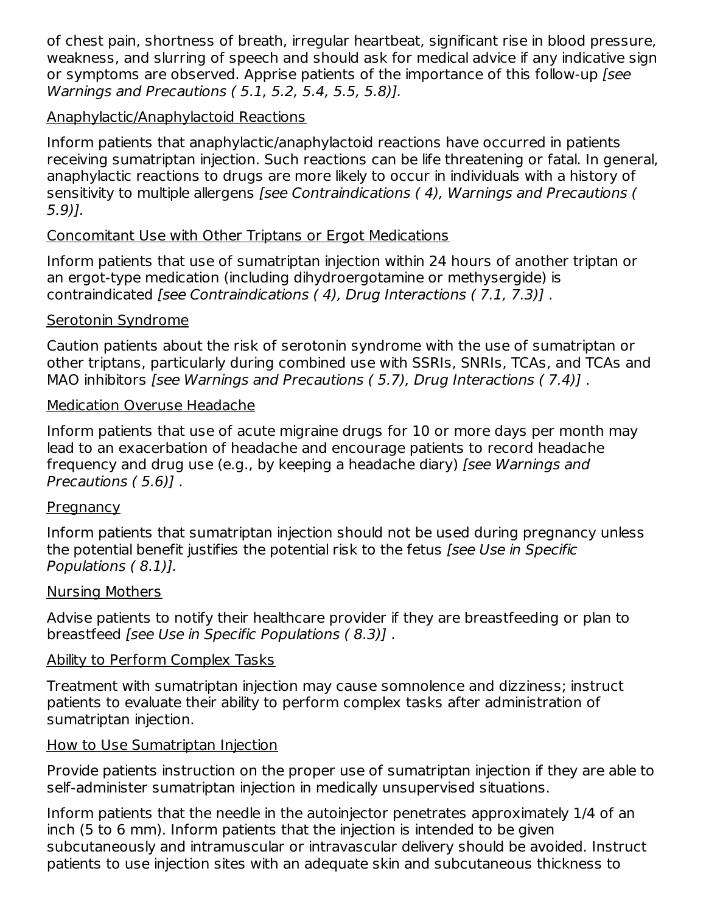of chest pain, shortness of breath, irregular heartbeat, significant rise in blood pressure, weakness, and slurring of speech and should ask for medical advice if any indicative sign or symptoms are observed. Apprise patients of the importance of this follow-up *[see Warnings and Precautions ( 5.1, 5.2, 5.4, 5.5, 5.8)].*

Anaphylactic/Anaphylactoid Reactions

Inform patients that anaphylactic/anaphylactoid reactions have occurred in patients receiving sumatriptan injection. Such reactions can be life threatening or fatal. In general, anaphylactic reactions to drugs are more likely to occur in individuals with a history of sensitivity to multiple allergens *[see Contraindications ( 4), Warnings and Precautions ( 5.9)].*

Concomitant Use with Other Triptans or Ergot Medications

Inform patients that use of sumatriptan injection within 24 hours of another triptan or an ergot-type medication (including dihydroergotamine or methysergide) is contraindicated *[see Contraindications ( 4), Drug Interactions ( 7.1, 7.3)]* .

Serotonin Syndrome

Caution patients about the risk of serotonin syndrome with the use of sumatriptan or other triptans, particularly during combined use with SSRIs, SNRIs, TCAs, and TCAs and MAO inhibitors *[see Warnings and Precautions ( 5.7), Drug Interactions ( 7.4)]* .

Medication Overuse Headache

Inform patients that use of acute migraine drugs for 10 or more days per month may lead to an exacerbation of headache and encourage patients to record headache frequency and drug use (e.g., by keeping a headache diary) *[see Warnings and Precautions ( 5.6)]* .

Pregnancy

Inform patients that sumatriptan injection should not be used during pregnancy unless the potential benefit justifies the potential risk to the fetus *[see Use in Specific Populations ( 8.1)].*

Nursing Mothers

Advise patients to notify their healthcare provider if they are breastfeeding or plan to breastfeed *[see Use in Specific Populations ( 8.3)]* .

Ability to Perform Complex Tasks

Treatment with sumatriptan injection may cause somnolence and dizziness; instruct patients to evaluate their ability to perform complex tasks after administration of sumatriptan injection.

How to Use Sumatriptan Injection

Provide patients instruction on the proper use of sumatriptan injection if they are able to self-administer sumatriptan injection in medically unsupervised situations.

Inform patients that the needle in the autoinjector penetrates approximately 1/4 of an inch (5 to 6 mm). Inform patients that the injection is intended to be given subcutaneously and intramuscular or intravascular delivery should be avoided. Instruct patients to use injection sites with an adequate skin and subcutaneous thickness to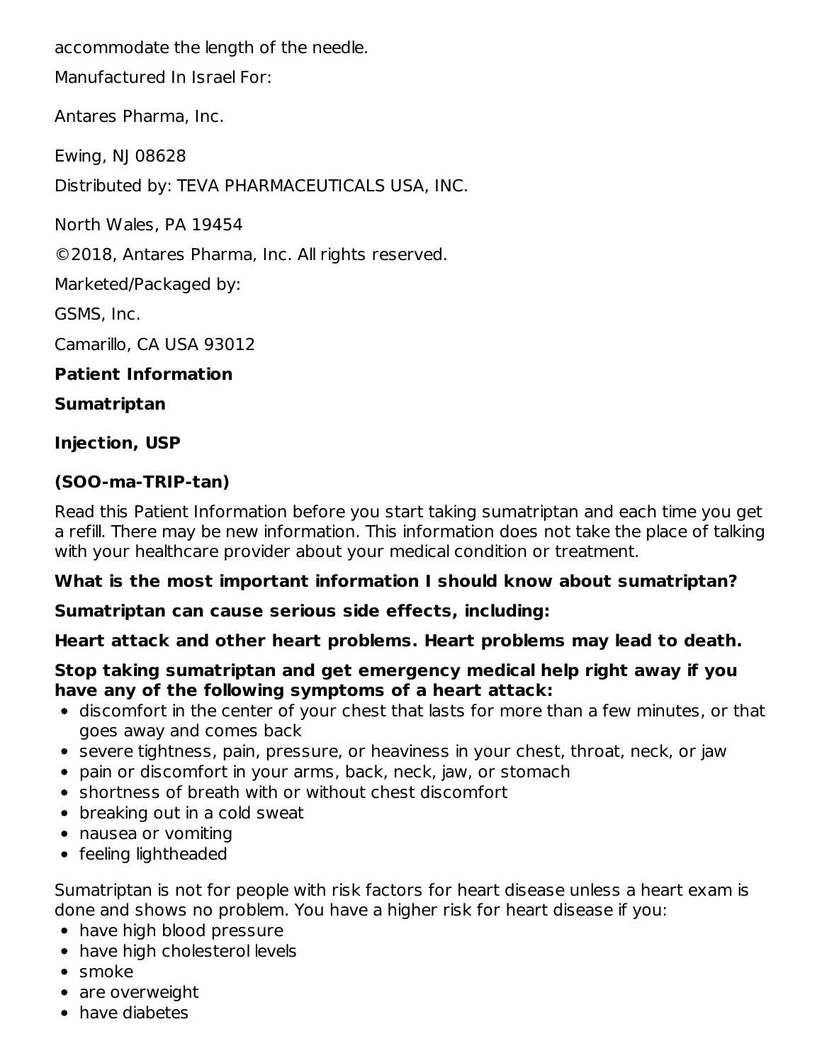accommodate the length of the needle.

Manufactured In Israel For:

Antares Pharma, Inc.

Ewing, NJ 08628

Distributed by: TEVA PHARMACEUTICALS USA, INC.

North Wales, PA 19454

©2018, Antares Pharma, Inc. All rights reserved.

Marketed/Packaged by:

GSMS, Inc.

Camarillo, CA USA 93012

## Patient Information

## Sumatriptan

## Injection, USP

## (SOO-ma-TRIP-tan)

Read this Patient Information before you start taking sumatriptan and each time you get a refill. There may be new information. This information does not take the place of talking with your healthcare provider about your medical condition or treatment.

**What is the most important information I should know about sumatriptan?**

**Sumatriptan can cause serious side effects, including:**

**Heart attack and other heart problems. Heart problems may lead to death.**

**Stop taking sumatriptan and get emergency medical help right away if you have any of the following symptoms of a heart attack:**

- discomfort in the center of your chest that lasts for more than a few minutes, or that goes away and comes back
- severe tightness, pain, pressure, or heaviness in your chest, throat, neck, or jaw
- pain or discomfort in your arms, back, neck, jaw, or stomach
- shortness of breath with or without chest discomfort
- breaking out in a cold sweat
- nausea or vomiting
- feeling lightheaded

Sumatriptan is not for people with risk factors for heart disease unless a heart exam is done and shows no problem. You have a higher risk for heart disease if you:

- have high blood pressure
- have high cholesterol levels
- smoke
- are overweight
- have diabetes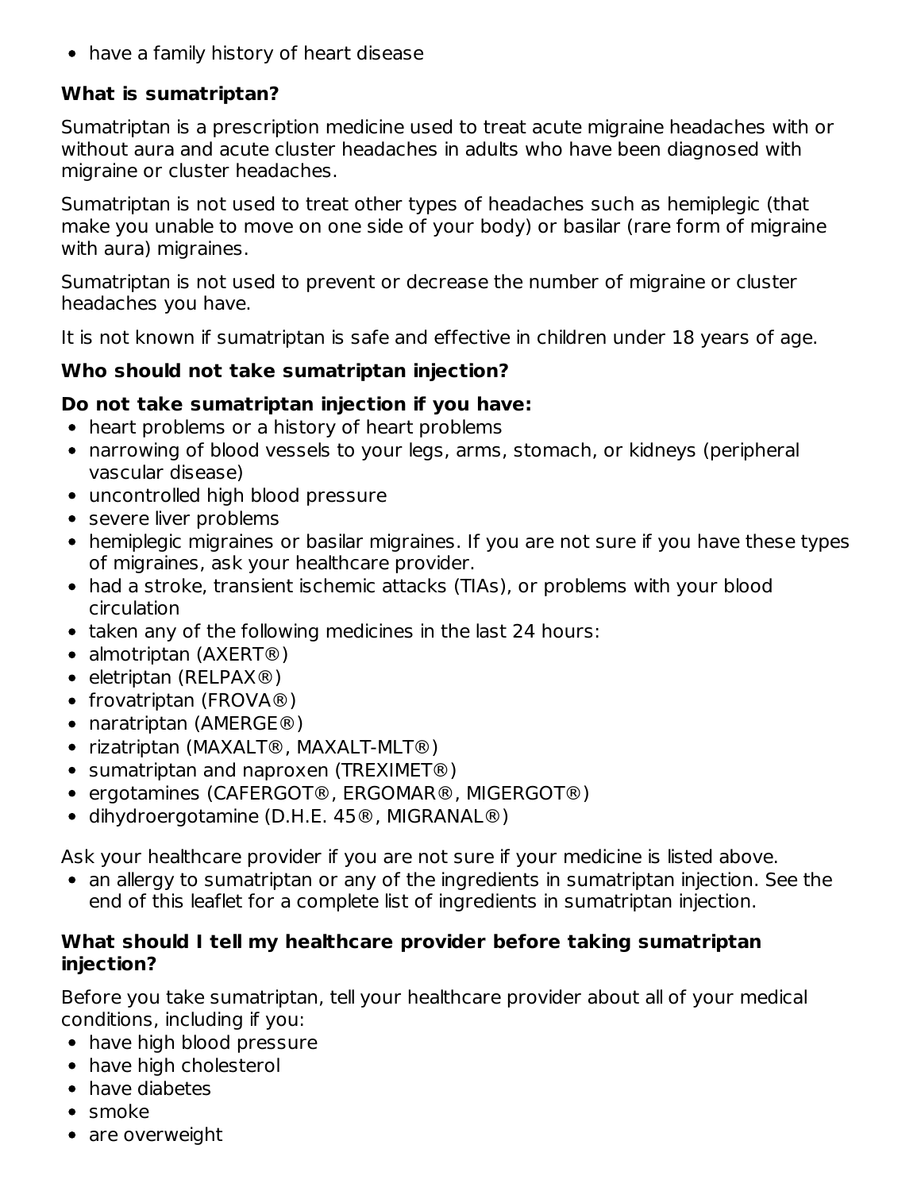- have a family history of heart disease

**What is sumatriptan?**

Sumatriptan is a prescription medicine used to treat acute migraine headaches with or without aura and acute cluster headaches in adults who have been diagnosed with migraine or cluster headaches.

Sumatriptan is not used to treat other types of headaches such as hemiplegic (that make you unable to move on one side of your body) or basilar (rare form of migraine with aura) migraines.

Sumatriptan is not used to prevent or decrease the number of migraine or cluster headaches you have.

It is not known if sumatriptan is safe and effective in children under 18 years of age.

**Who should not take sumatriptan injection?**

**Do not take sumatriptan injection if you have:**

- heart problems or a history of heart problems
- narrowing of blood vessels to your legs, arms, stomach, or kidneys (peripheral vascular disease)
- uncontrolled high blood pressure
- severe liver problems
- hemiplegic migraines or basilar migraines. If you are not sure if you have these types of migraines, ask your healthcare provider.
- had a stroke, transient ischemic attacks (TIAs), or problems with your blood circulation
- taken any of the following medicines in the last 24 hours:
- almotriptan (AXERT®)
- eletriptan (RELPAX®)
- frovatriptan (FROVA®)
- naratriptan (AMERGE®)
- rizatriptan (MAXALT®, MAXALT-MLT®)
- sumatriptan and naproxen (TREXIMET®)
- ergotamines (CAFERGOT®, ERGOMAR®, MIGERGOT®)
- dihydroergotamine (D.H.E. 45®, MIGRANAL®)

Ask your healthcare provider if you are not sure if your medicine is listed above.

- an allergy to sumatriptan or any of the ingredients in sumatriptan injection. See the end of this leaflet for a complete list of ingredients in sumatriptan injection.

**What should I tell my healthcare provider before taking sumatriptan injection?**

Before you take sumatriptan, tell your healthcare provider about all of your medical conditions, including if you:

- have high blood pressure
- have high cholesterol
- have diabetes
- smoke
- are overweight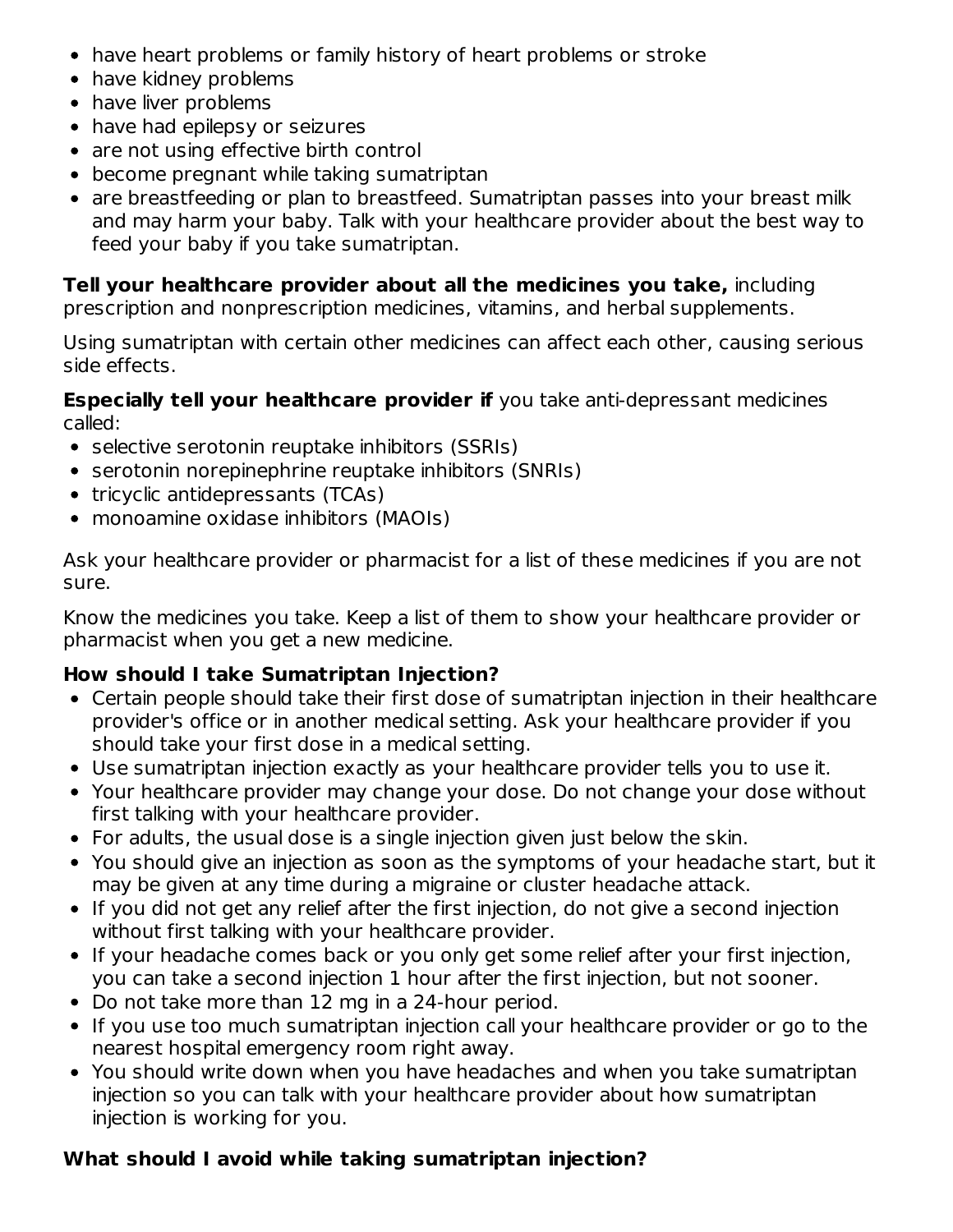- have heart problems or family history of heart problems or stroke
- have kidney problems
- have liver problems
- have had epilepsy or seizures
- are not using effective birth control
- become pregnant while taking sumatriptan
- are breastfeeding or plan to breastfeed. Sumatriptan passes into your breast milk and may harm your baby. Talk with your healthcare provider about the best way to feed your baby if you take sumatriptan.

**Tell your healthcare provider about all the medicines you take,** including prescription and nonprescription medicines, vitamins, and herbal supplements.

Using sumatriptan with certain other medicines can affect each other, causing serious side effects.

**Especially tell your healthcare provider if** you take anti-depressant medicines called:

- selective serotonin reuptake inhibitors (SSRIs)
- serotonin norepinephrine reuptake inhibitors (SNRIs)
- tricyclic antidepressants (TCAs)
- monoamine oxidase inhibitors (MAOIs)

Ask your healthcare provider or pharmacist for a list of these medicines if you are not sure.

Know the medicines you take. Keep a list of them to show your healthcare provider or pharmacist when you get a new medicine.

**How should I take Sumatriptan Injection?**

- Certain people should take their first dose of sumatriptan injection in their healthcare provider's office or in another medical setting. Ask your healthcare provider if you should take your first dose in a medical setting.
- Use sumatriptan injection exactly as your healthcare provider tells you to use it.
- Your healthcare provider may change your dose. Do not change your dose without first talking with your healthcare provider.
- For adults, the usual dose is a single injection given just below the skin.
- You should give an injection as soon as the symptoms of your headache start, but it may be given at any time during a migraine or cluster headache attack.
- If you did not get any relief after the first injection, do not give a second injection without first talking with your healthcare provider.
- If your headache comes back or you only get some relief after your first injection, you can take a second injection 1 hour after the first injection, but not sooner.
- Do not take more than 12 mg in a 24-hour period.
- If you use too much sumatriptan injection call your healthcare provider or go to the nearest hospital emergency room right away.
- You should write down when you have headaches and when you take sumatriptan injection so you can talk with your healthcare provider about how sumatriptan injection is working for you.

**What should I avoid while taking sumatriptan injection?**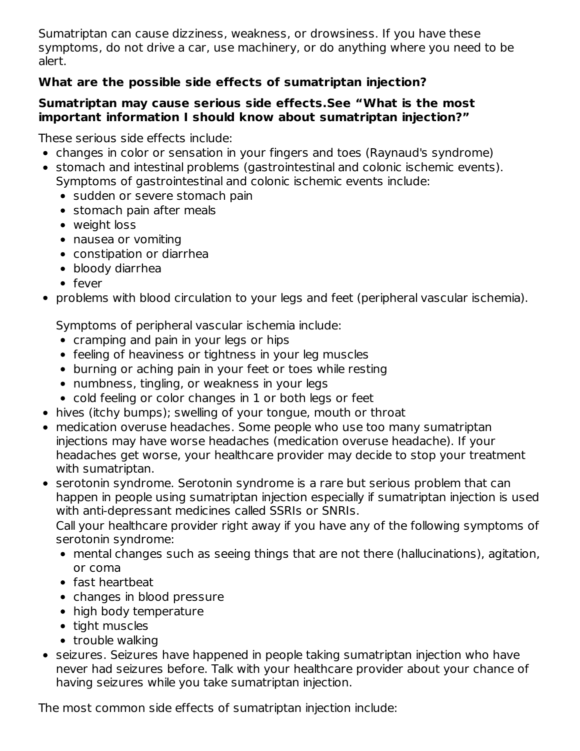Sumatriptan can cause dizziness, weakness, or drowsiness. If you have these symptoms, do not drive a car, use machinery, or do anything where you need to be alert.

**What are the possible side effects of sumatriptan injection?**

**Sumatriptan may cause serious side effects.See "What is the most important information I should know about sumatriptan injection?"**

These serious side effects include:

- changes in color or sensation in your fingers and toes (Raynaud's syndrome)
- stomach and intestinal problems (gastrointestinal and colonic ischemic events). Symptoms of gastrointestinal and colonic ischemic events include:
  - sudden or severe stomach pain
  - stomach pain after meals
  - weight loss
  - nausea or vomiting
  - constipation or diarrhea
  - bloody diarrhea
  - fever
- problems with blood circulation to your legs and feet (peripheral vascular ischemia).

  Symptoms of peripheral vascular ischemia include:
  - cramping and pain in your legs or hips
  - feeling of heaviness or tightness in your leg muscles
  - burning or aching pain in your feet or toes while resting
  - numbness, tingling, or weakness in your legs
  - cold feeling or color changes in 1 or both legs or feet
- hives (itchy bumps); swelling of your tongue, mouth or throat
- medication overuse headaches. Some people who use too many sumatriptan injections may have worse headaches (medication overuse headache). If your headaches get worse, your healthcare provider may decide to stop your treatment with sumatriptan.
- serotonin syndrome. Serotonin syndrome is a rare but serious problem that can happen in people using sumatriptan injection especially if sumatriptan injection is used with anti-depressant medicines called SSRIs or SNRIs.

  Call your healthcare provider right away if you have any of the following symptoms of serotonin syndrome:
  - mental changes such as seeing things that are not there (hallucinations), agitation, or coma
  - fast heartbeat
  - changes in blood pressure
  - high body temperature
  - tight muscles
  - trouble walking
- seizures. Seizures have happened in people taking sumatriptan injection who have never had seizures before. Talk with your healthcare provider about your chance of having seizures while you take sumatriptan injection.

The most common side effects of sumatriptan injection include: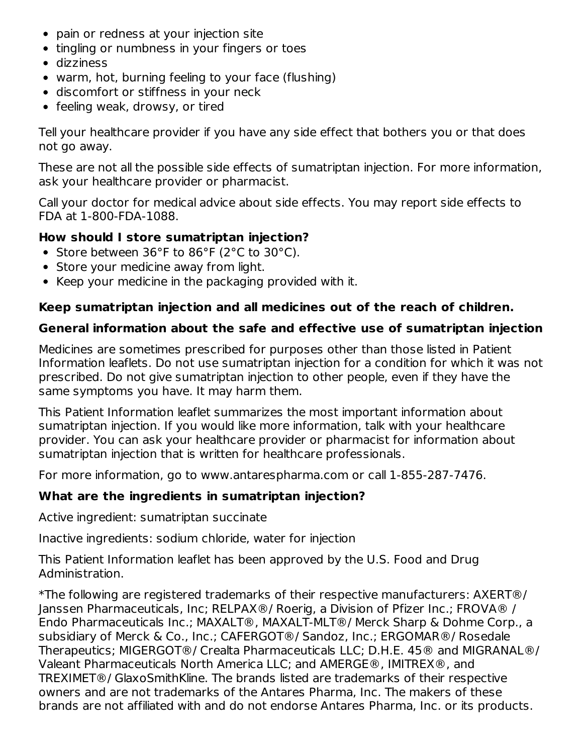- pain or redness at your injection site
- tingling or numbness in your fingers or toes
- dizziness
- warm, hot, burning feeling to your face (flushing)
- discomfort or stiffness in your neck
- feeling weak, drowsy, or tired

Tell your healthcare provider if you have any side effect that bothers you or that does not go away.

These are not all the possible side effects of sumatriptan injection. For more information, ask your healthcare provider or pharmacist.

Call your doctor for medical advice about side effects. You may report side effects to FDA at 1-800-FDA-1088.

**How should I store sumatriptan injection?**

- Store between 36°F to 86°F (2°C to 30°C).
- Store your medicine away from light.
- Keep your medicine in the packaging provided with it.

**Keep sumatriptan injection and all medicines out of the reach of children.**

**General information about the safe and effective use of sumatriptan injection**

Medicines are sometimes prescribed for purposes other than those listed in Patient Information leaflets. Do not use sumatriptan injection for a condition for which it was not prescribed. Do not give sumatriptan injection to other people, even if they have the same symptoms you have. It may harm them.

This Patient Information leaflet summarizes the most important information about sumatriptan injection. If you would like more information, talk with your healthcare provider. You can ask your healthcare provider or pharmacist for information about sumatriptan injection that is written for healthcare professionals.

For more information, go to www.antarespharma.com or call 1-855-287-7476.

**What are the ingredients in sumatriptan injection?**

Active ingredient: sumatriptan succinate

Inactive ingredients: sodium chloride, water for injection

This Patient Information leaflet has been approved by the U.S. Food and Drug Administration.

*The following are registered trademarks of their respective manufacturers: AXERT®/ Janssen Pharmaceuticals, Inc; RELPAX®/ Roerig, a Division of Pfizer Inc.; FROVA® / Endo Pharmaceuticals Inc.; MAXALT®, MAXALT-MLT®/ Merck Sharp & Dohme Corp., a subsidiary of Merck & Co., Inc.; CAFERGOT®/ Sandoz, Inc.; ERGOMAR®/ Rosedale Therapeutics; MIGERGOT®/ Crealta Pharmaceuticals LLC; D.H.E. 45® and MIGRANAL®/ Valeant Pharmaceuticals North America LLC; and AMERGE®, IMITREX®, and TREXIMET®/ GlaxoSmithKline. The brands listed are trademarks of their respective owners and are not trademarks of the Antares Pharma, Inc. The makers of these brands are not affiliated with and do not endorse Antares Pharma, Inc. or its products.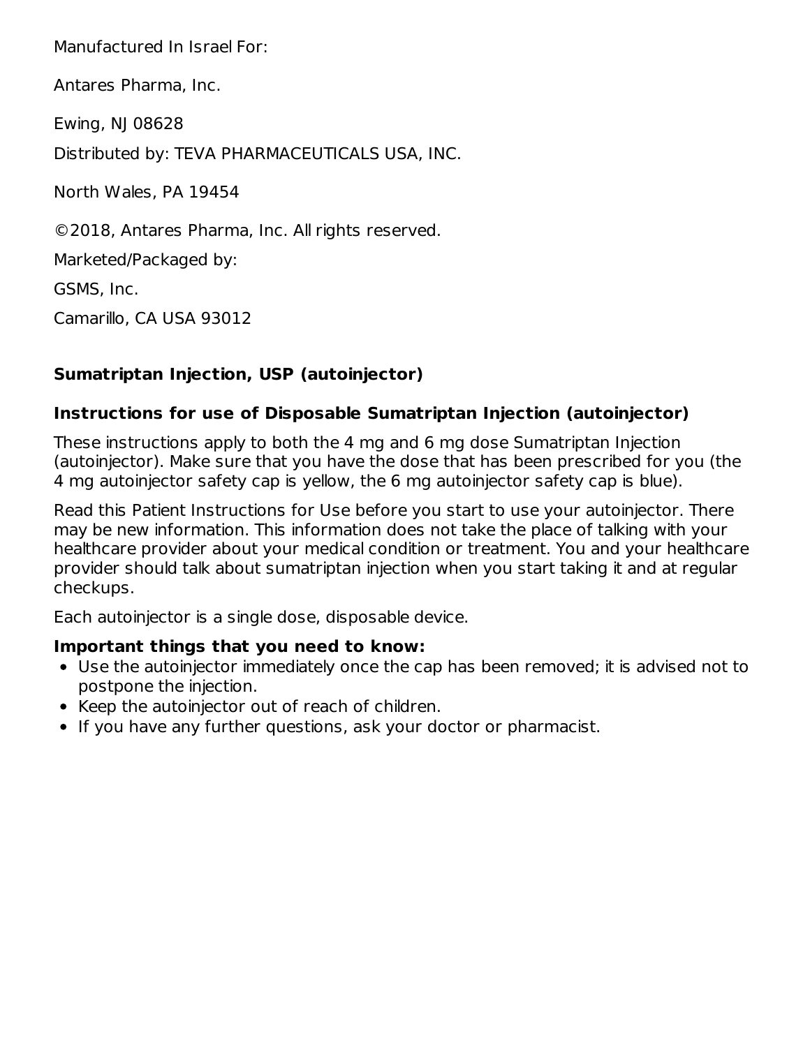Manufactured In Israel For:

Antares Pharma, Inc.

Ewing, NJ 08628

Distributed by: TEVA PHARMACEUTICALS USA, INC.

North Wales, PA 19454

©2018, Antares Pharma, Inc. All rights reserved.

Marketed/Packaged by:

GSMS, Inc.

Camarillo, CA USA 93012

## Sumatriptan Injection, USP (autoinjector)

### Instructions for use of Disposable Sumatriptan Injection (autoinjector)

These instructions apply to both the 4 mg and 6 mg dose Sumatriptan Injection (autoinjector). Make sure that you have the dose that has been prescribed for you (the 4 mg autoinjector safety cap is yellow, the 6 mg autoinjector safety cap is blue).

Read this Patient Instructions for Use before you start to use your autoinjector. There may be new information. This information does not take the place of talking with your healthcare provider about your medical condition or treatment. You and your healthcare provider should talk about sumatriptan injection when you start taking it and at regular checkups.

Each autoinjector is a single dose, disposable device.

**Important things that you need to know:**

- Use the autoinjector immediately once the cap has been removed; it is advised not to postpone the injection.
- Keep the autoinjector out of reach of children.
- If you have any further questions, ask your doctor or pharmacist.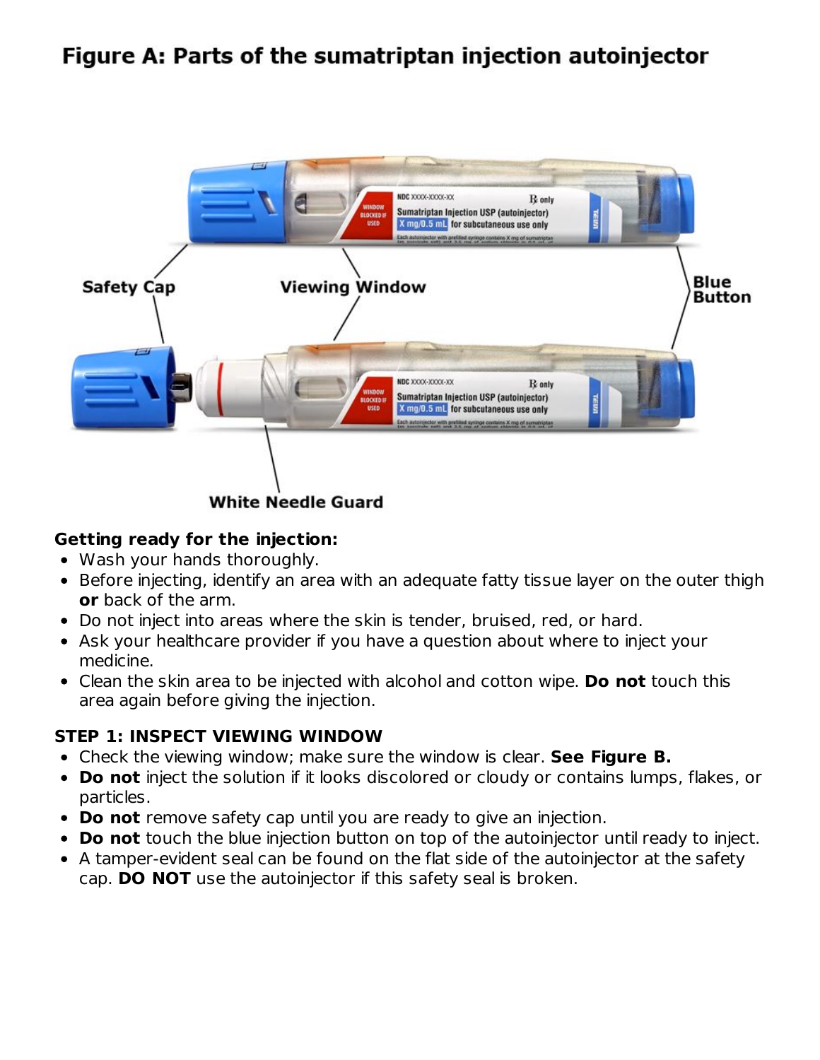## Figure A: Parts of the sumatriptan injection autoinjector

Safety Cap

Viewing Window

Blue Button

White Needle Guard

**Getting ready for the injection:**

- Wash your hands thoroughly.
- Before injecting, identify an area with an adequate fatty tissue layer on the outer thigh **or** back of the arm.
- Do not inject into areas where the skin is tender, bruised, red, or hard.
- Ask your healthcare provider if you have a question about where to inject your medicine.
- Clean the skin area to be injected with alcohol and cotton wipe. **Do not** touch this area again before giving the injection.

**STEP 1: INSPECT VIEWING WINDOW**

- Check the viewing window; make sure the window is clear. **See Figure B.**
- **Do not** inject the solution if it looks discolored or cloudy or contains lumps, flakes, or particles.
- **Do not** remove safety cap until you are ready to give an injection.
- **Do not** touch the blue injection button on top of the autoinjector until ready to inject.
- A tamper-evident seal can be found on the flat side of the autoinjector at the safety cap. **DO NOT** use the autoinjector if this safety seal is broken.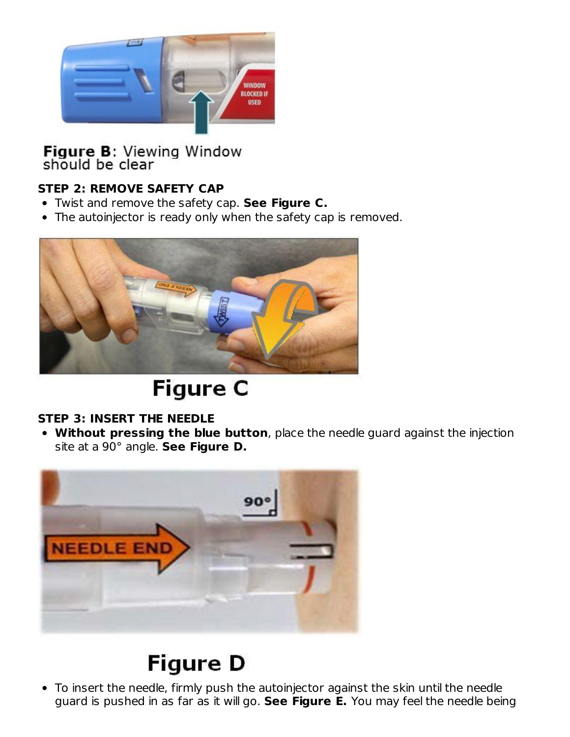**Figure B**: Viewing Window should be clear

**STEP 2: REMOVE SAFETY CAP**

- Twist and remove the safety cap. **See Figure C.**
- The autoinjector is ready only when the safety cap is removed.

**Figure C**

**STEP 3: INSERT THE NEEDLE**

- **Without pressing the blue button**, place the needle guard against the injection site at a 90° angle. **See Figure D.**

**Figure D**

- To insert the needle, firmly push the autoinjector against the skin until the needle guard is pushed in as far as it will go. **See Figure E.** You may feel the needle being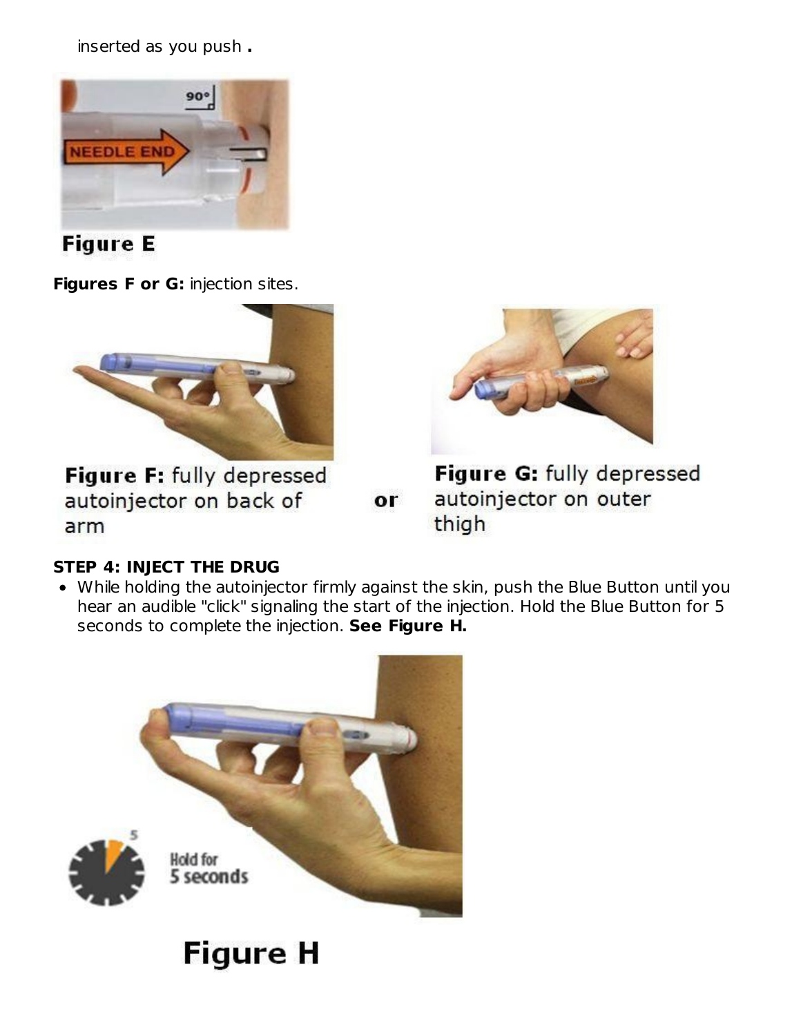inserted as you push **.**

**Figure E**

**Figures F or G:** injection sites.

**Figure F:** fully depressed autoinjector on back of arm

or

**Figure G:** fully depressed autoinjector on outer thigh

**STEP 4: INJECT THE DRUG**

- While holding the autoinjector firmly against the skin, push the Blue Button until you hear an audible "click" signaling the start of the injection. Hold the Blue Button for 5 seconds to complete the injection. **See Figure H.**

**Figure H**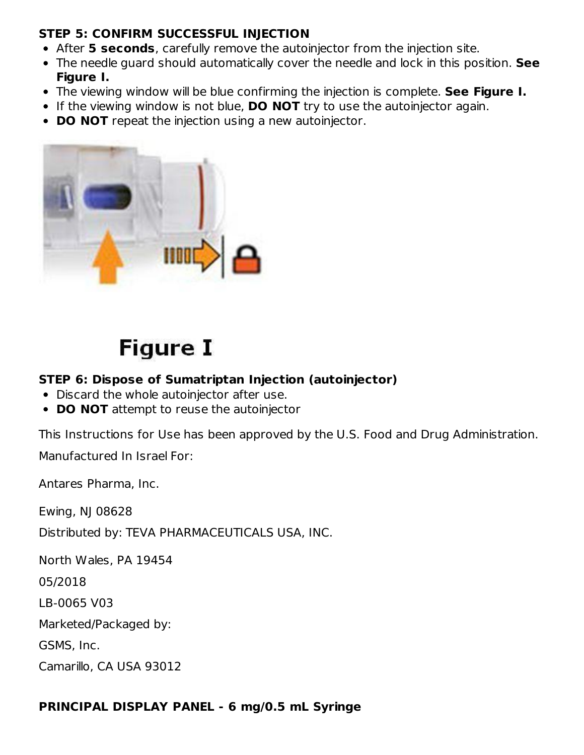**STEP 5: CONFIRM SUCCESSFUL INJECTION**

- After **5 seconds**, carefully remove the autoinjector from the injection site.
- The needle guard should automatically cover the needle and lock in this position. **See Figure I.**
- The viewing window will be blue confirming the injection is complete. **See Figure I.**
- If the viewing window is not blue, **DO NOT** try to use the autoinjector again.
- **DO NOT** repeat the injection using a new autoinjector.

Figure I

**STEP 6: Dispose of Sumatriptan Injection (autoinjector)**

- Discard the whole autoinjector after use.
- **DO NOT** attempt to reuse the autoinjector

This Instructions for Use has been approved by the U.S. Food and Drug Administration.

Manufactured In Israel For:

Antares Pharma, Inc.

Ewing, NJ 08628

Distributed by: TEVA PHARMACEUTICALS USA, INC.

North Wales, PA 19454

05/2018

LB-0065 V03

Marketed/Packaged by:

GSMS, Inc.

Camarillo, CA USA 93012

**PRINCIPAL DISPLAY PANEL - 6 mg/0.5 mL Syringe**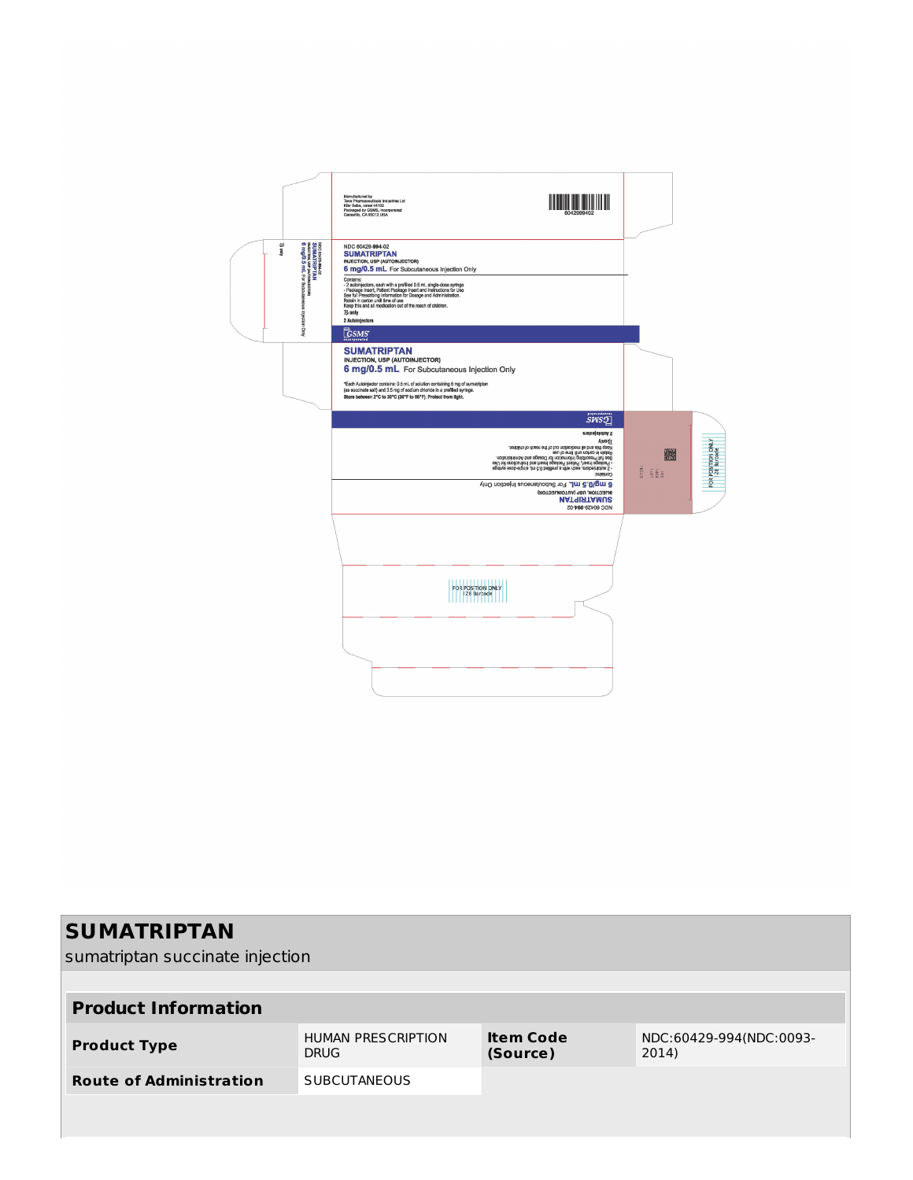Manufactured by
Teva Pharmaceuticals Industries Ltd
Kfar Saba, Israel 44102
Packaged by GSMS, Incorporated
Camarillo, CA 93012 USA

6042999402

NDC 60429-994-02
**SUMATRIPTAN**
INJECTION, USP (AUTOINJECTOR)
**6 mg/0.5 mL** For Subcutaneous Injection Only

Contains:
- 2 autoinjectors, each with a prefilled 0.5 mL single-dose syringe
- Package Insert, Patient Package Insert and Instructions for Use
See full Prescribing Information for Dosage and Administration.
Retain in carton until time of use
Keep this and all medication out of the reach of children.
℞ only
2 Autoinjectors

GSMS Incorporated

**SUMATRIPTAN**
INJECTION, USP (AUTOINJECTOR)
**6 mg/0.5 mL** For Subcutaneous Injection Only

*Each Autoinjector contains: 0.5 mL of solution containing 6 mg of sumatriptan (as succinate salt) and 3.5 mg of sodium chloride in a prefilled syringe.
**Store between 2°C to 30°C (36°F to 86°F). Protect from light.**

FOR POSITION ONLY
128 Barcode

# SUMATRIPTAN

sumatriptan succinate injection

| Product Information | | | |
|---|---|---|---|
| **Product Type** | HUMAN PRESCRIPTION DRUG | **Item Code (Source)** | NDC:60429-994(NDC:0093-2014) |
| **Route of Administration** | SUBCUTANEOUS | | |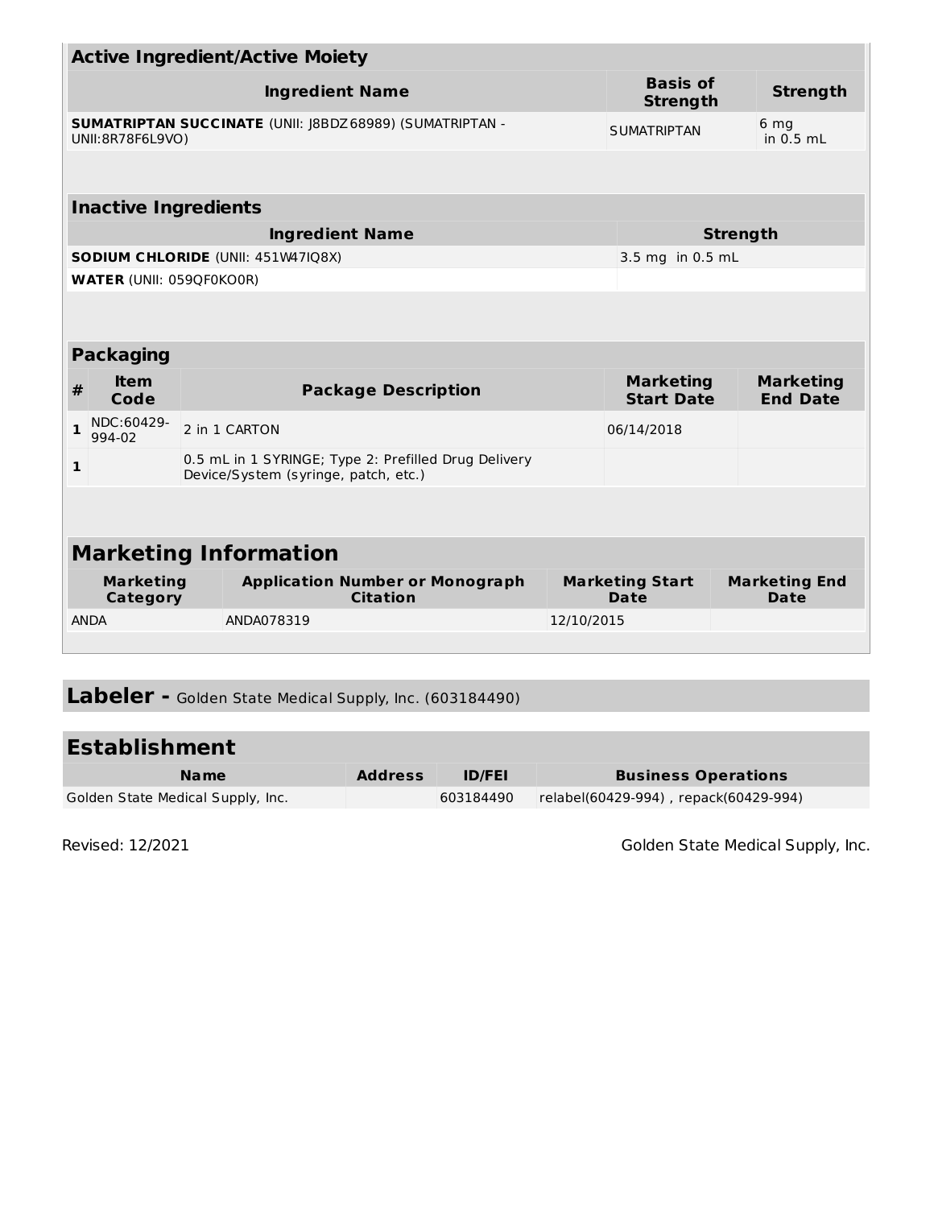| Active Ingredient/Active Moiety | | |
|---|---|---|
| **Ingredient Name** | **Basis of Strength** | **Strength** |
| **SUMATRIPTAN SUCCINATE** (UNII: J8BDZ68989) (SUMATRIPTAN - UNII:8R78F6L9VO) | SUMATRIPTAN | 6 mg in 0.5 mL |

| Inactive Ingredients | |
|---|---|
| **Ingredient Name** | **Strength** |
| **SODIUM CHLORIDE** (UNII: 451W47IQ8X) | 3.5 mg in 0.5 mL |
| **WATER** (UNII: 059QF0KO0R) | |

| Packaging | | | | |
|---|---|---|---|---|
| **#** | **Item Code** | **Package Description** | **Marketing Start Date** | **Marketing End Date** |
| 1 | NDC:60429-994-02 | 2 in 1 CARTON | 06/14/2018 | |
| 1 | | 0.5 mL in 1 SYRINGE; Type 2: Prefilled Drug Delivery Device/System (syringe, patch, etc.) | | |

| Marketing Information | | | |
|---|---|---|---|
| **Marketing Category** | **Application Number or Monograph Citation** | **Marketing Start Date** | **Marketing End Date** |
| ANDA | ANDA078319 | 12/10/2015 | |

## Labeler - Golden State Medical Supply, Inc. (603184490)

| Establishment | | | |
|---|---|---|---|
| **Name** | **Address** | **ID/FEI** | **Business Operations** |
| Golden State Medical Supply, Inc. | | 603184490 | relabel(60429-994) , repack(60429-994) |

Revised: 12/2021

Golden State Medical Supply, Inc.